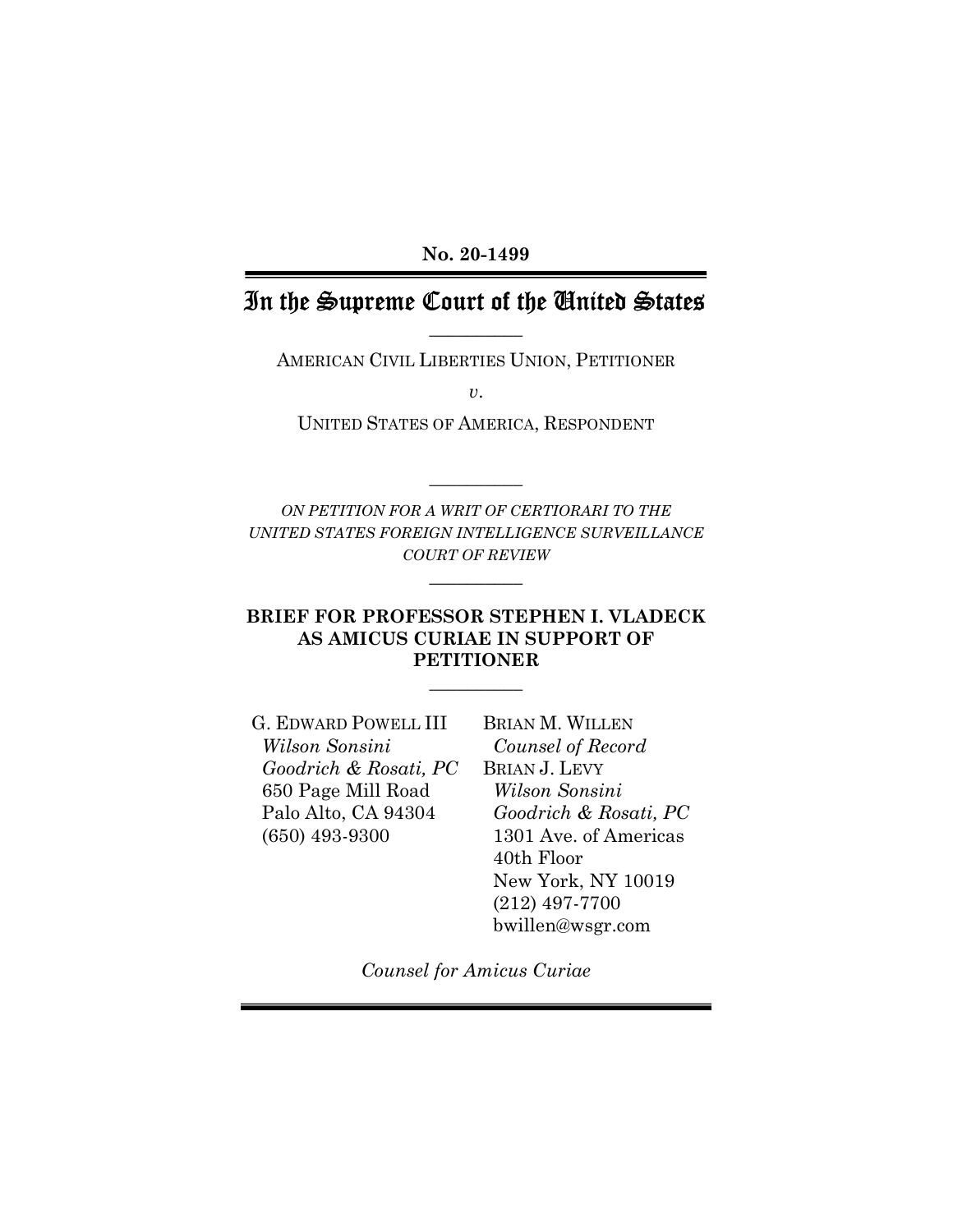**No. 20-1499**

# In the Supreme Court of the United States

---

AMERICAN CIVIL LIBERTIES UNION, PETITIONER

*v*.

UNITED STATES OF AMERICA, RESPONDENT

---

*ON PETITION FOR A WRIT OF CERTIORARI TO THE UNITED STATES FOREIGN INTELLIGENCE SURVEILLANCE COURT OF REVIEW*

---

**BRIEF FOR PROFESSOR STEPHEN I. VLADECK AS AMICUS CURIAE IN SUPPORT OF PETITIONER**

---

G. EDWARD POWELL III
*Wilson Sonsini Goodrich & Rosati, PC*
650 Page Mill Road
Palo Alto, CA 94304
(650) 493-9300

BRIAN M. WILLEN
*Counsel of Record*
BRIAN J. LEVY
*Wilson Sonsini Goodrich & Rosati, PC*
1301 Ave. of Americas
40th Floor
New York, NY 10019
(212) 497-7700
bwillen@wsgr.com

*Counsel for Amicus Curiae*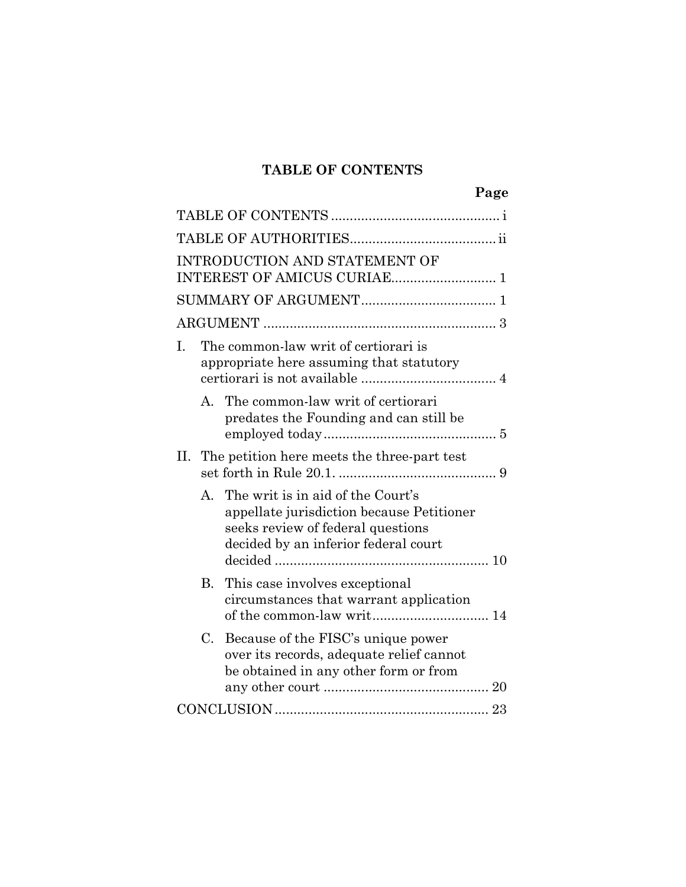## TABLE OF CONTENTS

| | Page |
|---|---|
| TABLE OF CONTENTS | i |
| TABLE OF AUTHORITIES | ii |
| INTRODUCTION AND STATEMENT OF INTEREST OF AMICUS CURIAE | 1 |
| SUMMARY OF ARGUMENT | 1 |
| ARGUMENT | 3 |
| I. The common-law writ of certiorari is appropriate here assuming that statutory certiorari is not available | 4 |
| A. The common-law writ of certiorari predates the Founding and can still be employed today | 5 |
| II. The petition here meets the three-part test set forth in Rule 20.1. | 9 |
| A. The writ is in aid of the Court's appellate jurisdiction because Petitioner seeks review of federal questions decided by an inferior federal court decided | 10 |
| B. This case involves exceptional circumstances that warrant application of the common-law writ | 14 |
| C. Because of the FISC's unique power over its records, adequate relief cannot be obtained in any other form or from any other court | 20 |
| CONCLUSION | 23 |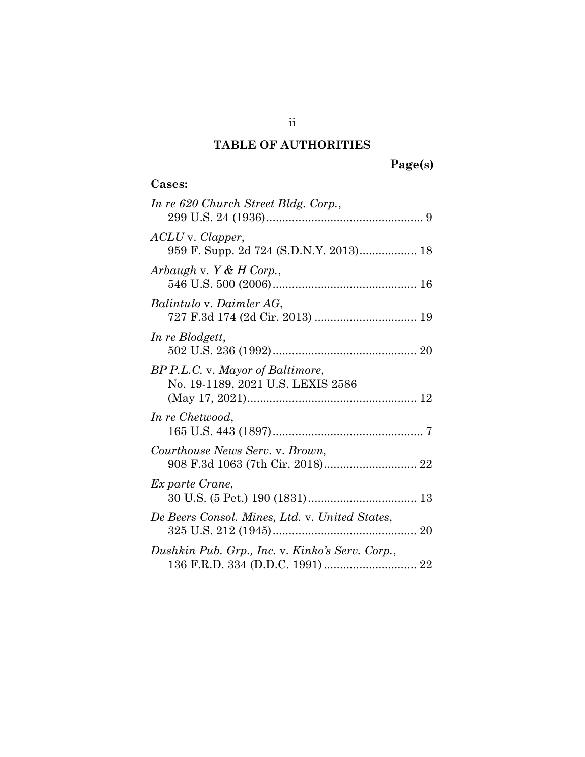## TABLE OF AUTHORITIES

**Page(s)**

**Cases:**

*In re 620 Church Street Bldg. Corp.*, 299 U.S. 24 (1936) .......... 9

*ACLU* v. *Clapper*, 959 F. Supp. 2d 724 (S.D.N.Y. 2013) .......... 18

*Arbaugh* v. *Y & H Corp.*, 546 U.S. 500 (2006) .......... 16

*Balintulo* v. *Daimler AG*, 727 F.3d 174 (2d Cir. 2013) .......... 19

*In re Blodgett*, 502 U.S. 236 (1992) .......... 20

*BP P.L.C.* v. *Mayor of Baltimore*, No. 19-1189, 2021 U.S. LEXIS 2586 (May 17, 2021) .......... 12

*In re Chetwood*, 165 U.S. 443 (1897) .......... 7

*Courthouse News Serv.* v. *Brown*, 908 F.3d 1063 (7th Cir. 2018) .......... 22

*Ex parte Crane*, 30 U.S. (5 Pet.) 190 (1831) .......... 13

*De Beers Consol. Mines, Ltd.* v. *United States*, 325 U.S. 212 (1945) .......... 20

*Dushkin Pub. Grp., Inc.* v. *Kinko's Serv. Corp.*, 136 F.R.D. 334 (D.D.C. 1991) .......... 22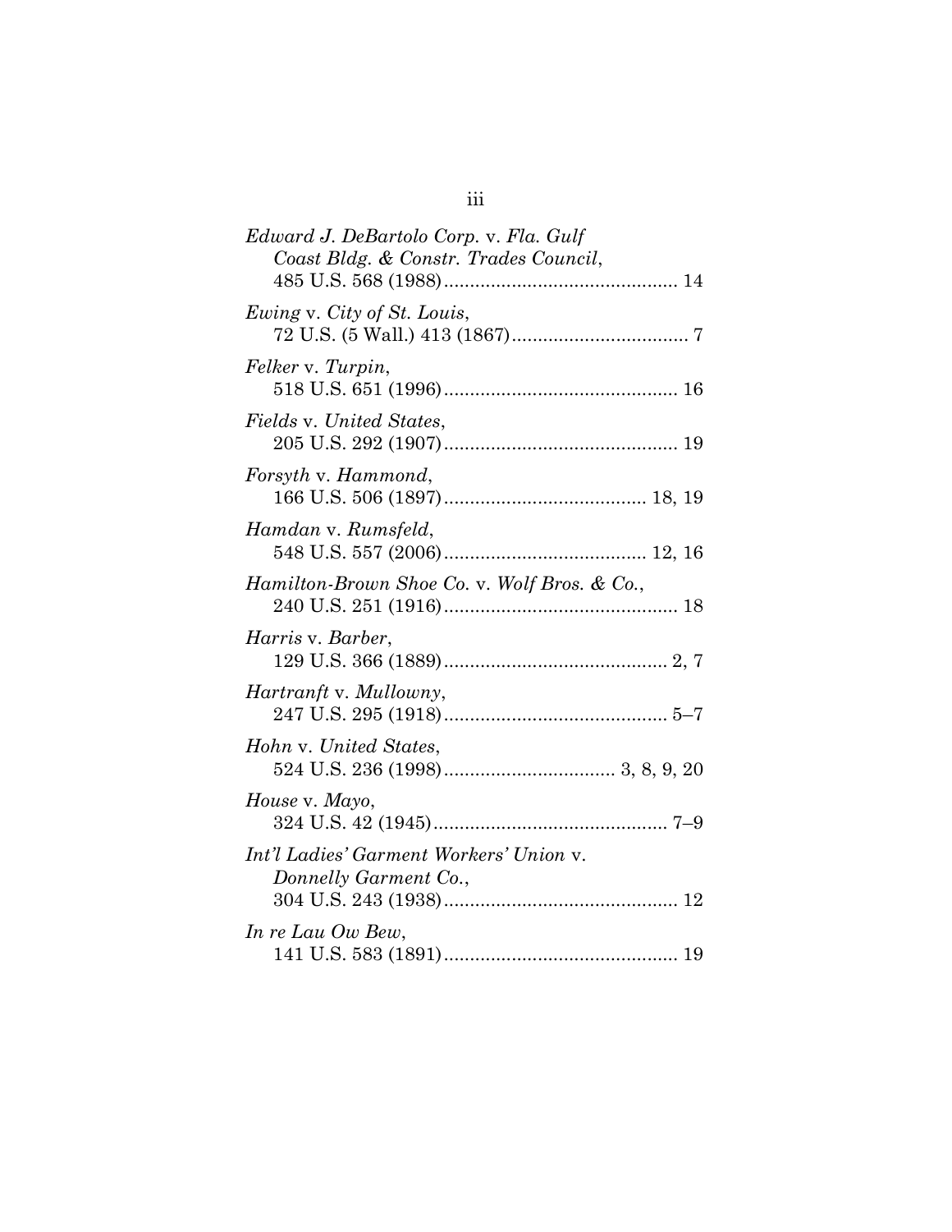*Edward J. DeBartolo Corp.* v. *Fla. Gulf Coast Bldg. & Constr. Trades Council*,
485 U.S. 568 (1988)............................................ 14

*Ewing* v. *City of St. Louis*,
72 U.S. (5 Wall.) 413 (1867)................................. 7

*Felker* v. *Turpin*,
518 U.S. 651 (1996)............................................ 16

*Fields* v. *United States*,
205 U.S. 292 (1907)............................................ 19

*Forsyth* v. *Hammond*,
166 U.S. 506 (1897)...................................... 18, 19

*Hamdan* v. *Rumsfeld*,
548 U.S. 557 (2006)...................................... 12, 16

*Hamilton-Brown Shoe Co.* v. *Wolf Bros. & Co.*,
240 U.S. 251 (1916)............................................ 18

*Harris* v. *Barber*,
129 U.S. 366 (1889).......................................... 2, 7

*Hartranft* v. *Mullowny*,
247 U.S. 295 (1918).......................................... 5–7

*Hohn* v. *United States*,
524 U.S. 236 (1998)................................ 3, 8, 9, 20

*House* v. *Mayo*,
324 U.S. 42 (1945)............................................ 7–9

*Int'l Ladies' Garment Workers' Union* v. *Donnelly Garment Co.*,
304 U.S. 243 (1938)............................................ 12

*In re Lau Ow Bew*,
141 U.S. 583 (1891)............................................ 19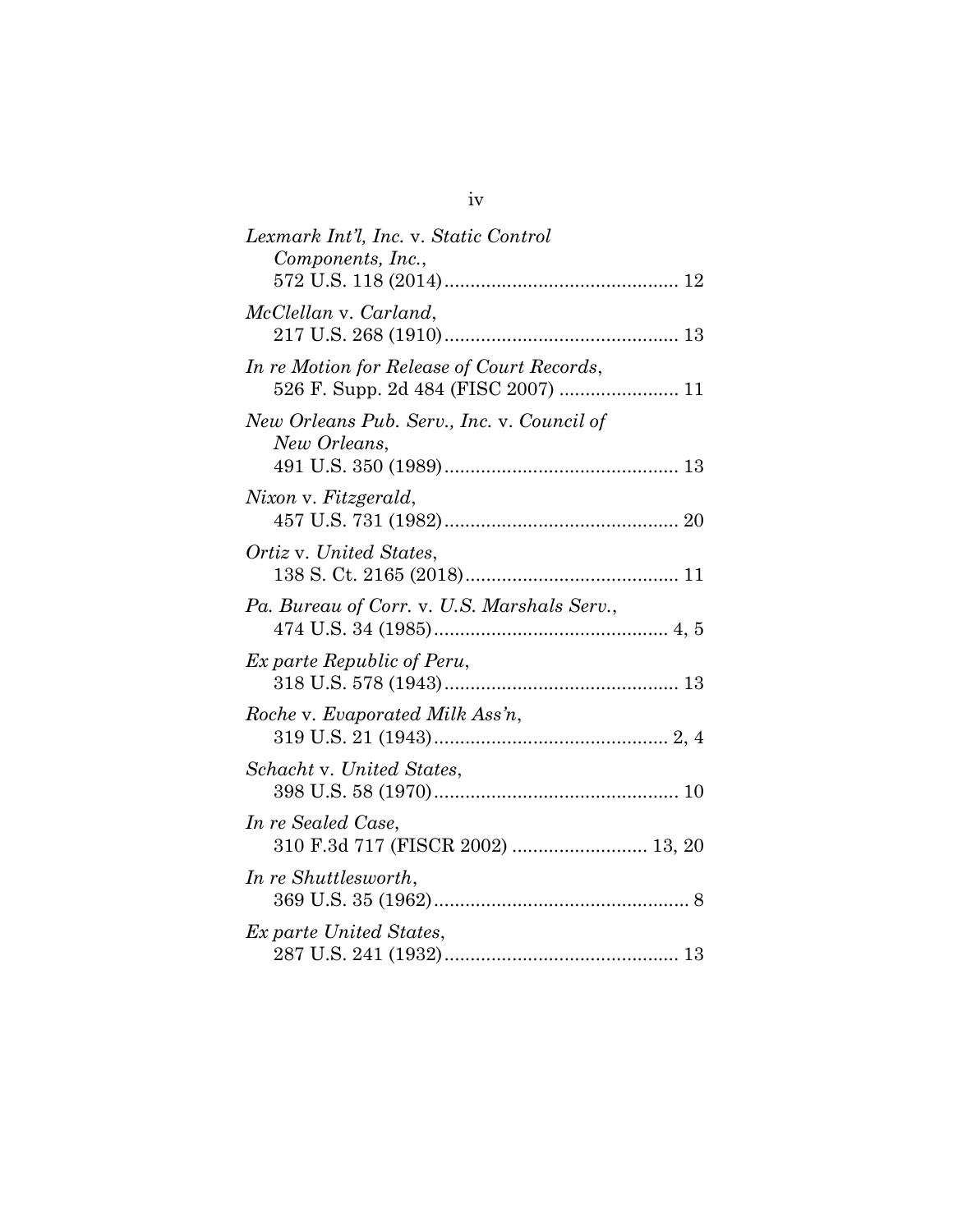*Lexmark Int'l, Inc.* v. *Static Control Components, Inc.*,
572 U.S. 118 (2014)............................................ 12

*McClellan* v. *Carland*,
217 U.S. 268 (1910)............................................ 13

*In re Motion for Release of Court Records*,
526 F. Supp. 2d 484 (FISC 2007) ...................... 11

*New Orleans Pub. Serv., Inc.* v. *Council of New Orleans*,
491 U.S. 350 (1989)............................................ 13

*Nixon* v. *Fitzgerald*,
457 U.S. 731 (1982)............................................ 20

*Ortiz* v. *United States*,
138 S. Ct. 2165 (2018)......................................... 11

*Pa. Bureau of Corr.* v. *U.S. Marshals Serv.*,
474 U.S. 34 (1985)............................................ 4, 5

*Ex parte Republic of Peru*,
318 U.S. 578 (1943)............................................ 13

*Roche* v. *Evaporated Milk Ass'n*,
319 U.S. 21 (1943)............................................ 2, 4

*Schacht* v. *United States*,
398 U.S. 58 (1970)............................................... 10

*In re Sealed Case*,
310 F.3d 717 (FISCR 2002) .......................... 13, 20

*In re Shuttlesworth*,
369 U.S. 35 (1962)................................................. 8

*Ex parte United States*,
287 U.S. 241 (1932)............................................ 13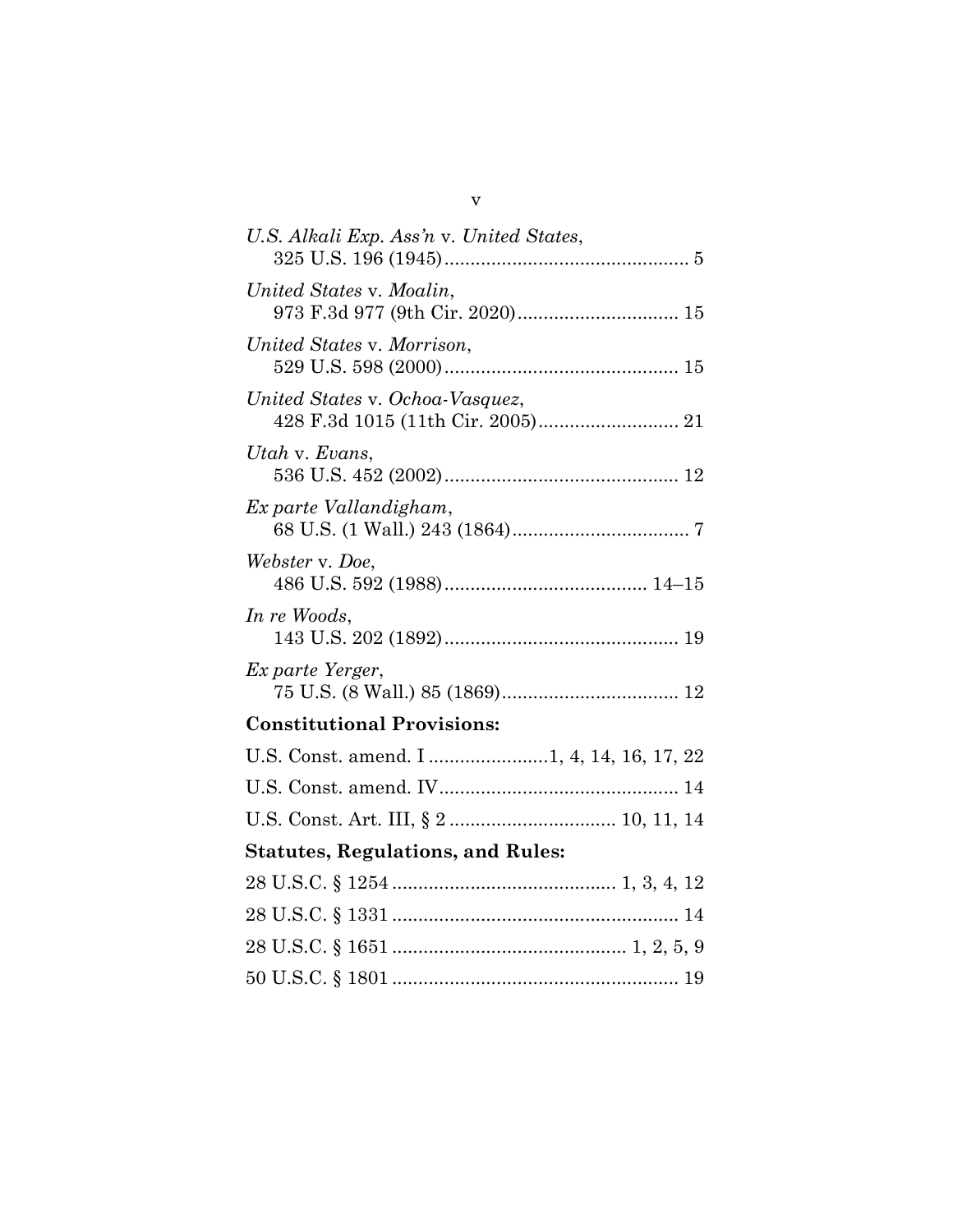*U.S. Alkali Exp. Ass'n* v. *United States*,
325 U.S. 196 (1945) ............................................. 5

*United States* v. *Moalin*,
973 F.3d 977 (9th Cir. 2020) .............................. 15

*United States* v. *Morrison*,
529 U.S. 598 (2000) ............................................ 15

*United States* v. *Ochoa-Vasquez*,
428 F.3d 1015 (11th Cir. 2005) .......................... 21

*Utah* v. *Evans*,
536 U.S. 452 (2002) ............................................ 12

*Ex parte Vallandigham*,
68 U.S. (1 Wall.) 243 (1864) ................................. 7

*Webster* v. *Doe*,
486 U.S. 592 (1988) ...................................... 14–15

*In re Woods*,
143 U.S. 202 (1892) ............................................ 19

*Ex parte Yerger*,
75 U.S. (8 Wall.) 85 (1869) ................................. 12

**Constitutional Provisions:**

U.S. Const. amend. I ......................1, 4, 14, 16, 17, 22

U.S. Const. amend. IV ............................................. 14

U.S. Const. Art. III, § 2 ............................... 10, 11, 14

**Statutes, Regulations, and Rules:**

28 U.S.C. § 1254 .......................................... 1, 3, 4, 12

28 U.S.C. § 1331 ...................................................... 14

28 U.S.C. § 1651 ............................................ 1, 2, 5, 9

50 U.S.C. § 1801 ...................................................... 19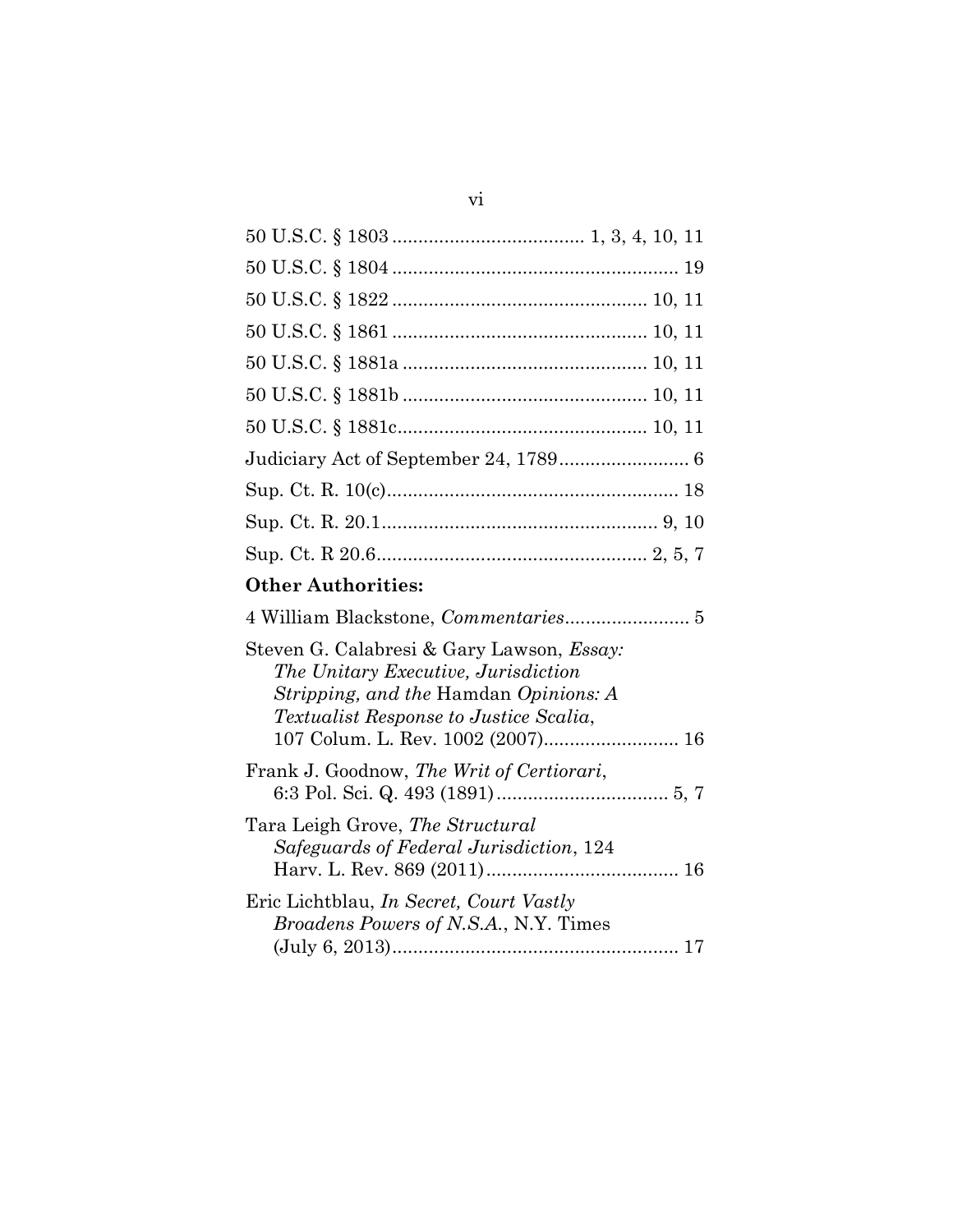50 U.S.C. § 1803 .................................... 1, 3, 4, 10, 11

50 U.S.C. § 1804 ...................................................... 19

50 U.S.C. § 1822 ............................................... 10, 11

50 U.S.C. § 1861 ............................................... 10, 11

50 U.S.C. § 1881a .............................................. 10, 11

50 U.S.C. § 1881b .............................................. 10, 11

50 U.S.C. § 1881c............................................... 10, 11

Judiciary Act of September 24, 1789......................... 6

Sup. Ct. R. 10(c)........................................................ 18

Sup. Ct. R. 20.1.................................................... 9, 10

Sup. Ct. R 20.6................................................... 2, 5, 7

**Other Authorities:**

4 William Blackstone, *Commentaries*........................ 5

Steven G. Calabresi & Gary Lawson, *Essay: The Unitary Executive, Jurisdiction Stripping, and the* Hamdan *Opinions: A Textualist Response to Justice Scalia*, 107 Colum. L. Rev. 1002 (2007).......................... 16

Frank J. Goodnow, *The Writ of Certiorari*, 6:3 Pol. Sci. Q. 493 (1891)................................ 5, 7

Tara Leigh Grove, *The Structural Safeguards of Federal Jurisdiction*, 124 Harv. L. Rev. 869 (2011)..................................... 16

Eric Lichtblau, *In Secret, Court Vastly Broadens Powers of N.S.A.*, N.Y. Times (July 6, 2013)...................................................... 17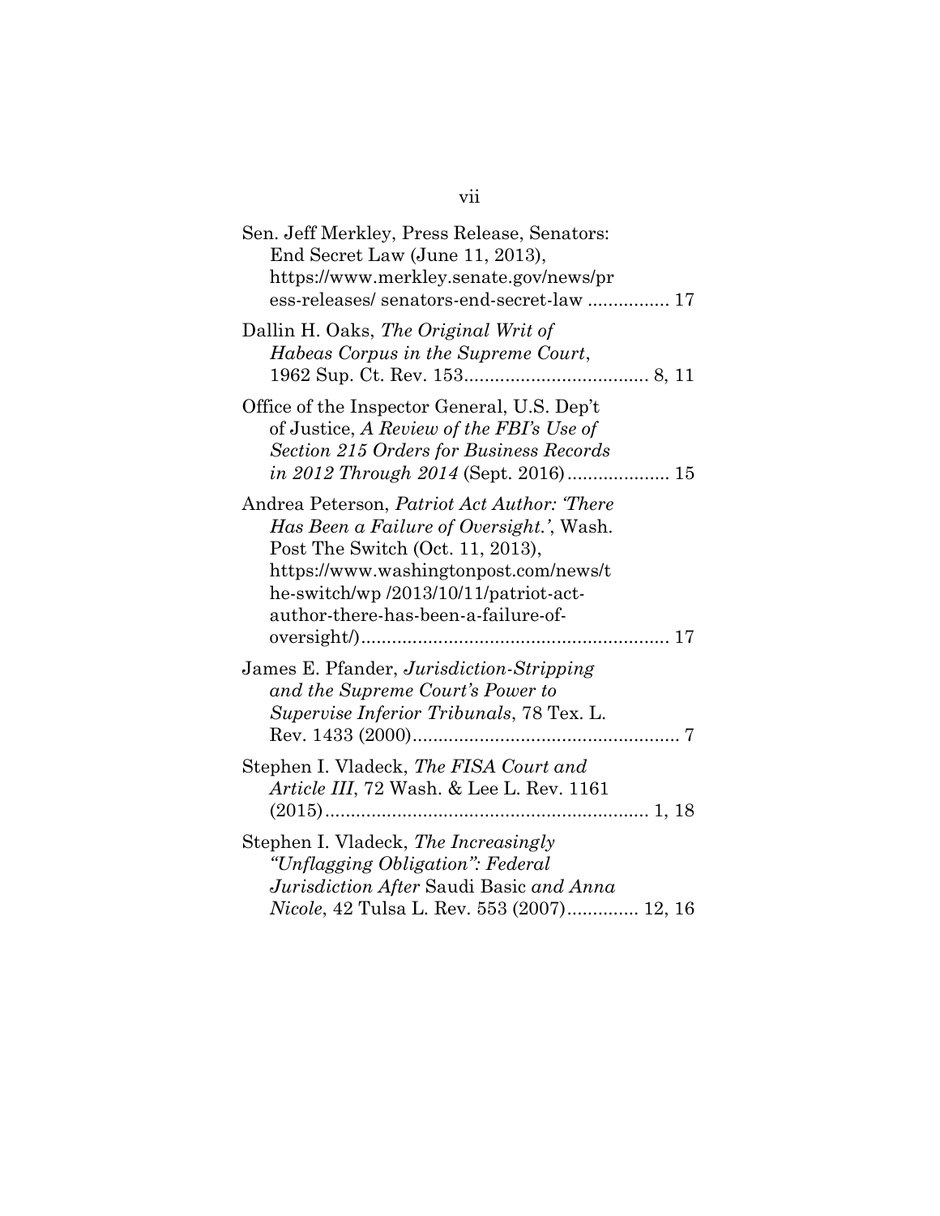Sen. Jeff Merkley, Press Release, Senators: End Secret Law (June 11, 2013), https://www.merkley.senate.gov/news/press-releases/ senators-end-secret-law ................ 17

Dallin H. Oaks, *The Original Writ of Habeas Corpus in the Supreme Court*, 1962 Sup. Ct. Rev. 153.................................... 8, 11

Office of the Inspector General, U.S. Dep't of Justice, *A Review of the FBI's Use of Section 215 Orders for Business Records in 2012 Through 2014* (Sept. 2016).................... 15

Andrea Peterson, *Patriot Act Author: 'There Has Been a Failure of Oversight.'*, Wash. Post The Switch (Oct. 11, 2013), https://www.washingtonpost.com/news/the-switch/wp /2013/10/11/patriot-act-author-there-has-been-a-failure-of-oversight/)........................................................... 17

James E. Pfander, *Jurisdiction-Stripping and the Supreme Court's Power to Supervise Inferior Tribunals*, 78 Tex. L. Rev. 1433 (2000).................................................... 7

Stephen I. Vladeck, *The FISA Court and Article III*, 72 Wash. & Lee L. Rev. 1161 (2015)............................................................... 1, 18

Stephen I. Vladeck, *The Increasingly "Unflagging Obligation": Federal Jurisdiction After* Saudi Basic *and Anna Nicole*, 42 Tulsa L. Rev. 553 (2007).............. 12, 16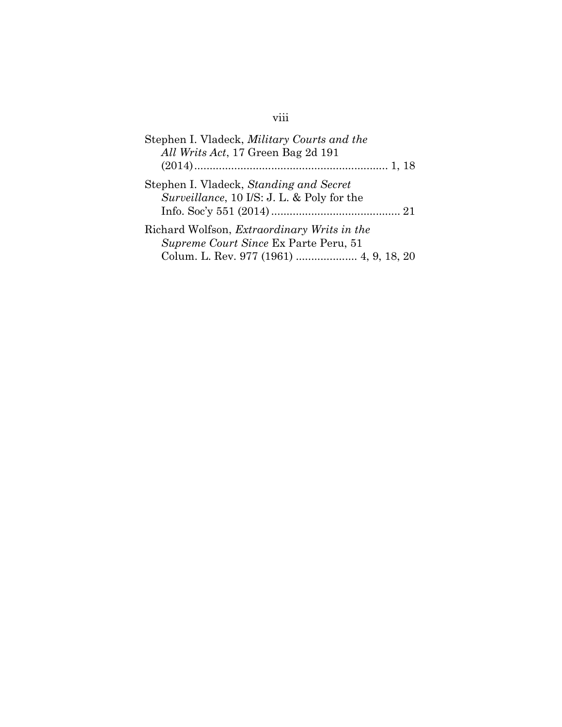Stephen I. Vladeck, *Military Courts and the All Writs Act*, 17 Green Bag 2d 191 (2014)............................................................... 1, 18

Stephen I. Vladeck, *Standing and Secret Surveillance*, 10 I/S: J. L. & Poly for the Info. Soc'y 551 (2014).......................................... 21

Richard Wolfson, *Extraordinary Writs in the Supreme Court Since* Ex Parte Peru, 51 Colum. L. Rev. 977 (1961) .................... 4, 9, 18, 20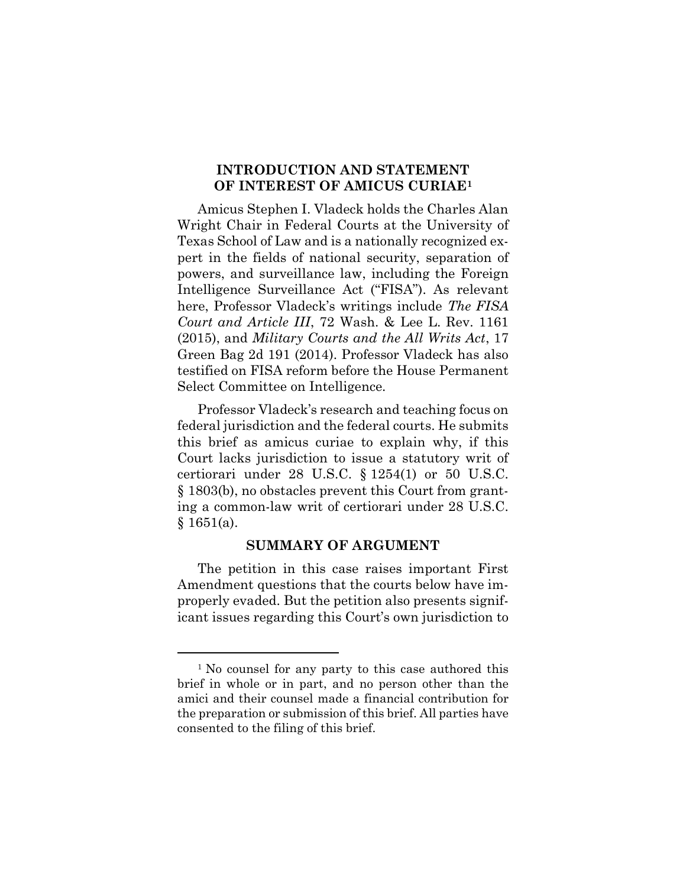## INTRODUCTION AND STATEMENT OF INTEREST OF AMICUS CURIAE[1]

Amicus Stephen I. Vladeck holds the Charles Alan Wright Chair in Federal Courts at the University of Texas School of Law and is a nationally recognized expert in the fields of national security, separation of powers, and surveillance law, including the Foreign Intelligence Surveillance Act ("FISA"). As relevant here, Professor Vladeck's writings include *The FISA Court and Article III*, 72 Wash. & Lee L. Rev. 1161 (2015), and *Military Courts and the All Writs Act*, 17 Green Bag 2d 191 (2014). Professor Vladeck has also testified on FISA reform before the House Permanent Select Committee on Intelligence.

Professor Vladeck's research and teaching focus on federal jurisdiction and the federal courts. He submits this brief as amicus curiae to explain why, if this Court lacks jurisdiction to issue a statutory writ of certiorari under 28 U.S.C. § 1254(1) or 50 U.S.C. § 1803(b), no obstacles prevent this Court from granting a common-law writ of certiorari under 28 U.S.C. § 1651(a).

## SUMMARY OF ARGUMENT

The petition in this case raises important First Amendment questions that the courts below have improperly evaded. But the petition also presents significant issues regarding this Court's own jurisdiction to

---

[1] No counsel for any party to this case authored this brief in whole or in part, and no person other than the amici and their counsel made a financial contribution for the preparation or submission of this brief. All parties have consented to the filing of this brief.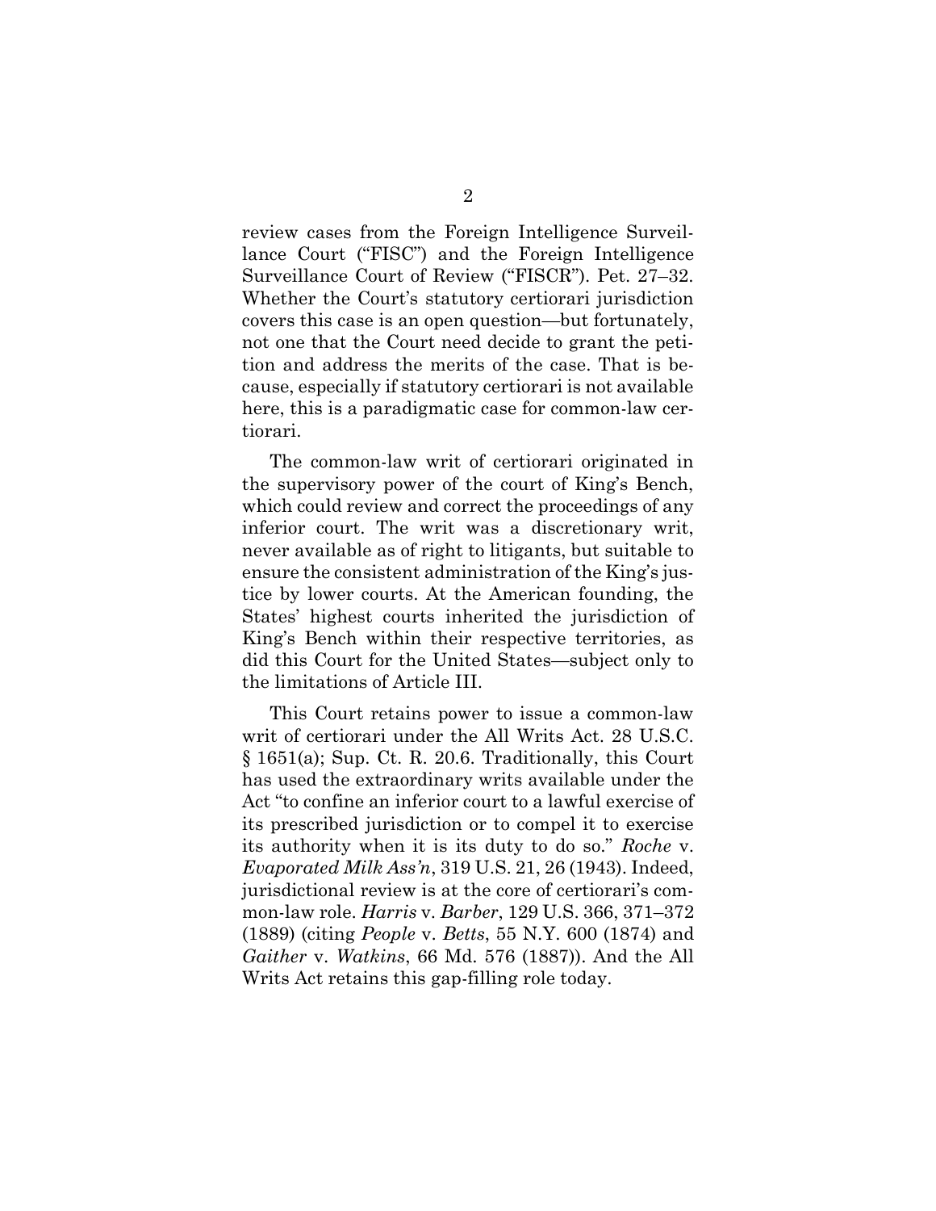review cases from the Foreign Intelligence Surveillance Court ("FISC") and the Foreign Intelligence Surveillance Court of Review ("FISCR"). Pet. 27–32. Whether the Court's statutory certiorari jurisdiction covers this case is an open question—but fortunately, not one that the Court need decide to grant the petition and address the merits of the case. That is because, especially if statutory certiorari is not available here, this is a paradigmatic case for common-law certiorari.

The common-law writ of certiorari originated in the supervisory power of the court of King's Bench, which could review and correct the proceedings of any inferior court. The writ was a discretionary writ, never available as of right to litigants, but suitable to ensure the consistent administration of the King's justice by lower courts. At the American founding, the States' highest courts inherited the jurisdiction of King's Bench within their respective territories, as did this Court for the United States—subject only to the limitations of Article III.

This Court retains power to issue a common-law writ of certiorari under the All Writs Act. 28 U.S.C. § 1651(a); Sup. Ct. R. 20.6. Traditionally, this Court has used the extraordinary writs available under the Act "to confine an inferior court to a lawful exercise of its prescribed jurisdiction or to compel it to exercise its authority when it is its duty to do so." *Roche* v. *Evaporated Milk Ass'n*, 319 U.S. 21, 26 (1943). Indeed, jurisdictional review is at the core of certiorari's common-law role. *Harris* v. *Barber*, 129 U.S. 366, 371–372 (1889) (citing *People* v. *Betts*, 55 N.Y. 600 (1874) and *Gaither* v. *Watkins*, 66 Md. 576 (1887)). And the All Writs Act retains this gap-filling role today.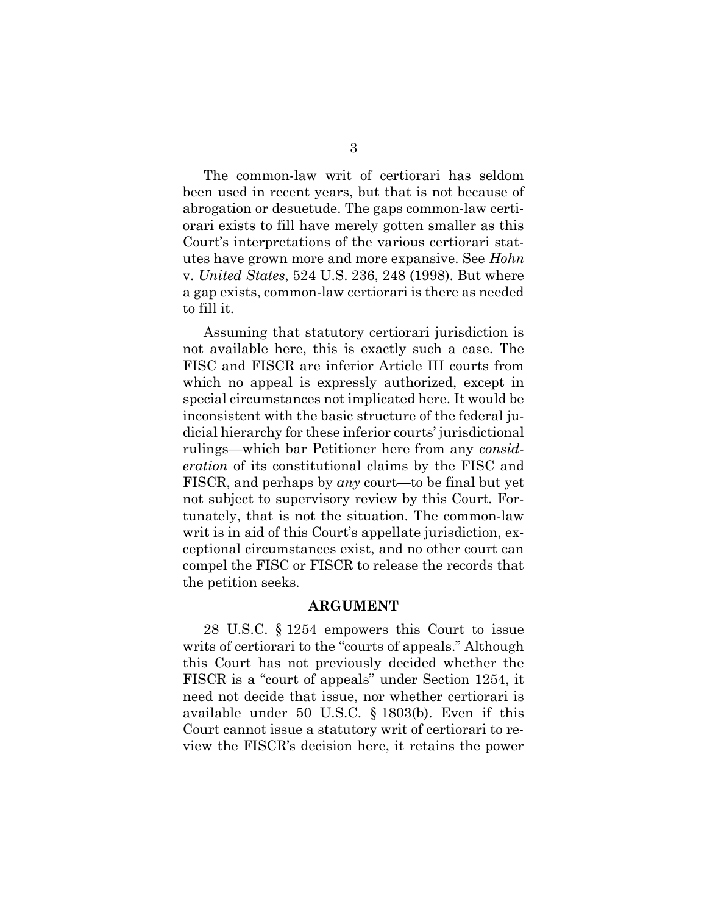The common-law writ of certiorari has seldom been used in recent years, but that is not because of abrogation or desuetude. The gaps common-law certiorari exists to fill have merely gotten smaller as this Court's interpretations of the various certiorari statutes have grown more and more expansive. See *Hohn* v. *United States*, 524 U.S. 236, 248 (1998). But where a gap exists, common-law certiorari is there as needed to fill it.

Assuming that statutory certiorari jurisdiction is not available here, this is exactly such a case. The FISC and FISCR are inferior Article III courts from which no appeal is expressly authorized, except in special circumstances not implicated here. It would be inconsistent with the basic structure of the federal judicial hierarchy for these inferior courts' jurisdictional rulings—which bar Petitioner here from any *consideration* of its constitutional claims by the FISC and FISCR, and perhaps by *any* court—to be final but yet not subject to supervisory review by this Court. Fortunately, that is not the situation. The common-law writ is in aid of this Court's appellate jurisdiction, exceptional circumstances exist, and no other court can compel the FISC or FISCR to release the records that the petition seeks.

## ARGUMENT

28 U.S.C. § 1254 empowers this Court to issue writs of certiorari to the "courts of appeals." Although this Court has not previously decided whether the FISCR is a "court of appeals" under Section 1254, it need not decide that issue, nor whether certiorari is available under 50 U.S.C. § 1803(b). Even if this Court cannot issue a statutory writ of certiorari to review the FISCR's decision here, it retains the power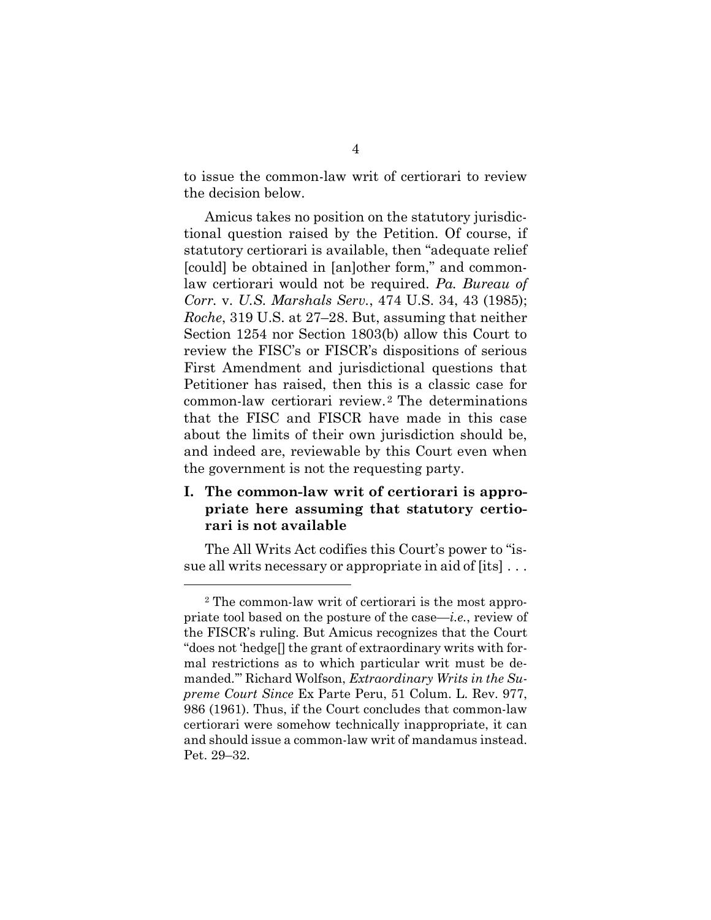to issue the common-law writ of certiorari to review the decision below.

Amicus takes no position on the statutory jurisdictional question raised by the Petition. Of course, if statutory certiorari is available, then "adequate relief [could] be obtained in [an]other form," and common-law certiorari would not be required. *Pa. Bureau of Corr.* v. *U.S. Marshals Serv.*, 474 U.S. 34, 43 (1985); *Roche*, 319 U.S. at 27–28. But, assuming that neither Section 1254 nor Section 1803(b) allow this Court to review the FISC's or FISCR's dispositions of serious First Amendment and jurisdictional questions that Petitioner has raised, then this is a classic case for common-law certiorari review.[2] The determinations that the FISC and FISCR have made in this case about the limits of their own jurisdiction should be, and indeed are, reviewable by this Court even when the government is not the requesting party.

## I. The common-law writ of certiorari is appropriate here assuming that statutory certiorari is not available

The All Writs Act codifies this Court's power to "issue all writs necessary or appropriate in aid of [its] . . .

[2] The common-law writ of certiorari is the most appropriate tool based on the posture of the case—*i.e.*, review of the FISCR's ruling. But Amicus recognizes that the Court "does not 'hedge[] the grant of extraordinary writs with formal restrictions as to which particular writ must be demanded.'" Richard Wolfson, *Extraordinary Writs in the Supreme Court Since* Ex Parte Peru, 51 Colum. L. Rev. 977, 986 (1961). Thus, if the Court concludes that common-law certiorari were somehow technically inappropriate, it can and should issue a common-law writ of mandamus instead. Pet. 29–32.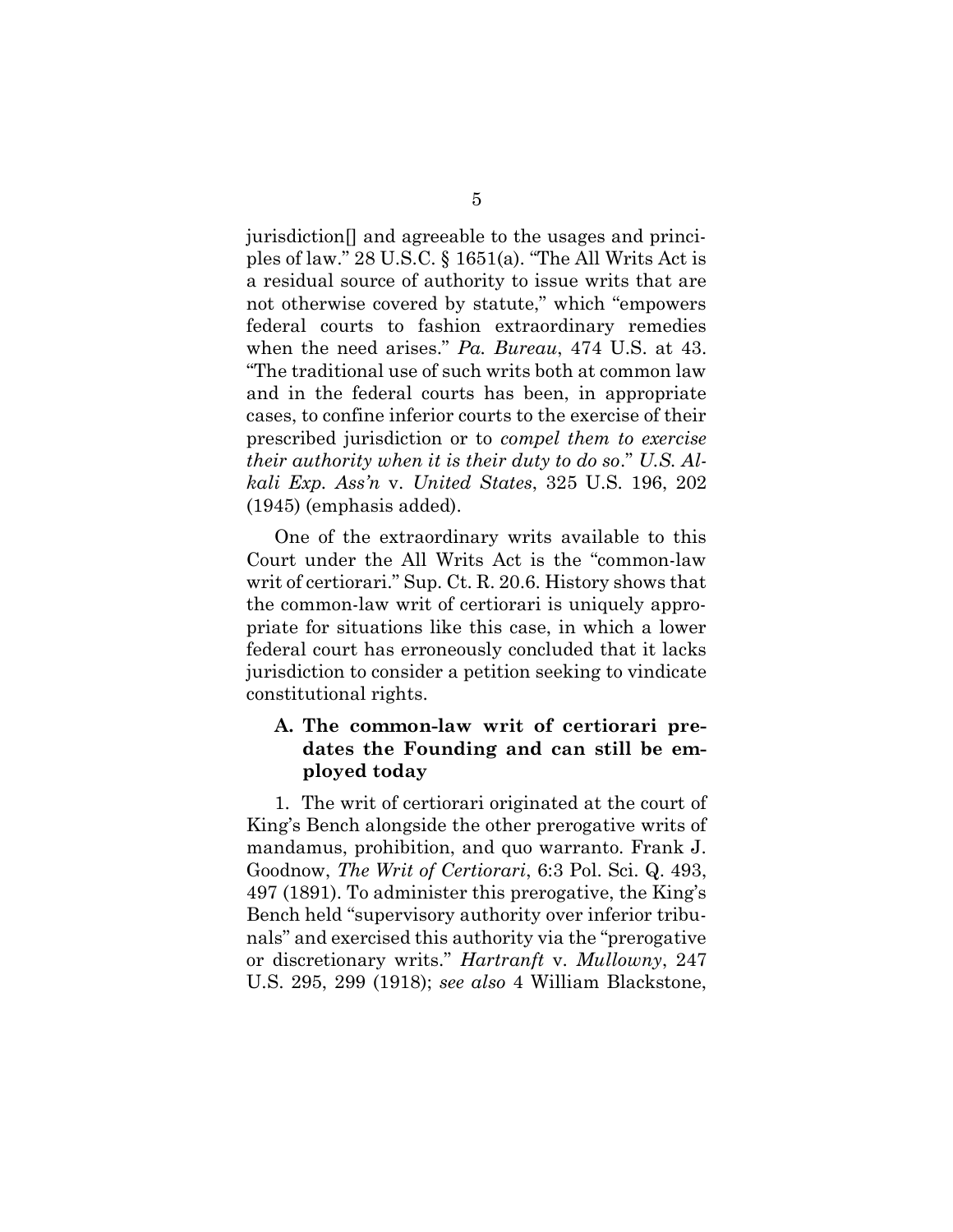jurisdiction[] and agreeable to the usages and principles of law." 28 U.S.C. § 1651(a). "The All Writs Act is a residual source of authority to issue writs that are not otherwise covered by statute," which "empowers federal courts to fashion extraordinary remedies when the need arises." *Pa. Bureau*, 474 U.S. at 43. "The traditional use of such writs both at common law and in the federal courts has been, in appropriate cases, to confine inferior courts to the exercise of their prescribed jurisdiction or to *compel them to exercise their authority when it is their duty to do so*." *U.S. Alkali Exp. Ass'n* v. *United States*, 325 U.S. 196, 202 (1945) (emphasis added).

One of the extraordinary writs available to this Court under the All Writs Act is the "common-law writ of certiorari." Sup. Ct. R. 20.6. History shows that the common-law writ of certiorari is uniquely appropriate for situations like this case, in which a lower federal court has erroneously concluded that it lacks jurisdiction to consider a petition seeking to vindicate constitutional rights.

### A. The common-law writ of certiorari predates the Founding and can still be employed today

1. The writ of certiorari originated at the court of King's Bench alongside the other prerogative writs of mandamus, prohibition, and quo warranto. Frank J. Goodnow, *The Writ of Certiorari*, 6:3 Pol. Sci. Q. 493, 497 (1891). To administer this prerogative, the King's Bench held "supervisory authority over inferior tribunals" and exercised this authority via the "prerogative or discretionary writs." *Hartranft* v. *Mullowny*, 247 U.S. 295, 299 (1918); *see also* 4 William Blackstone,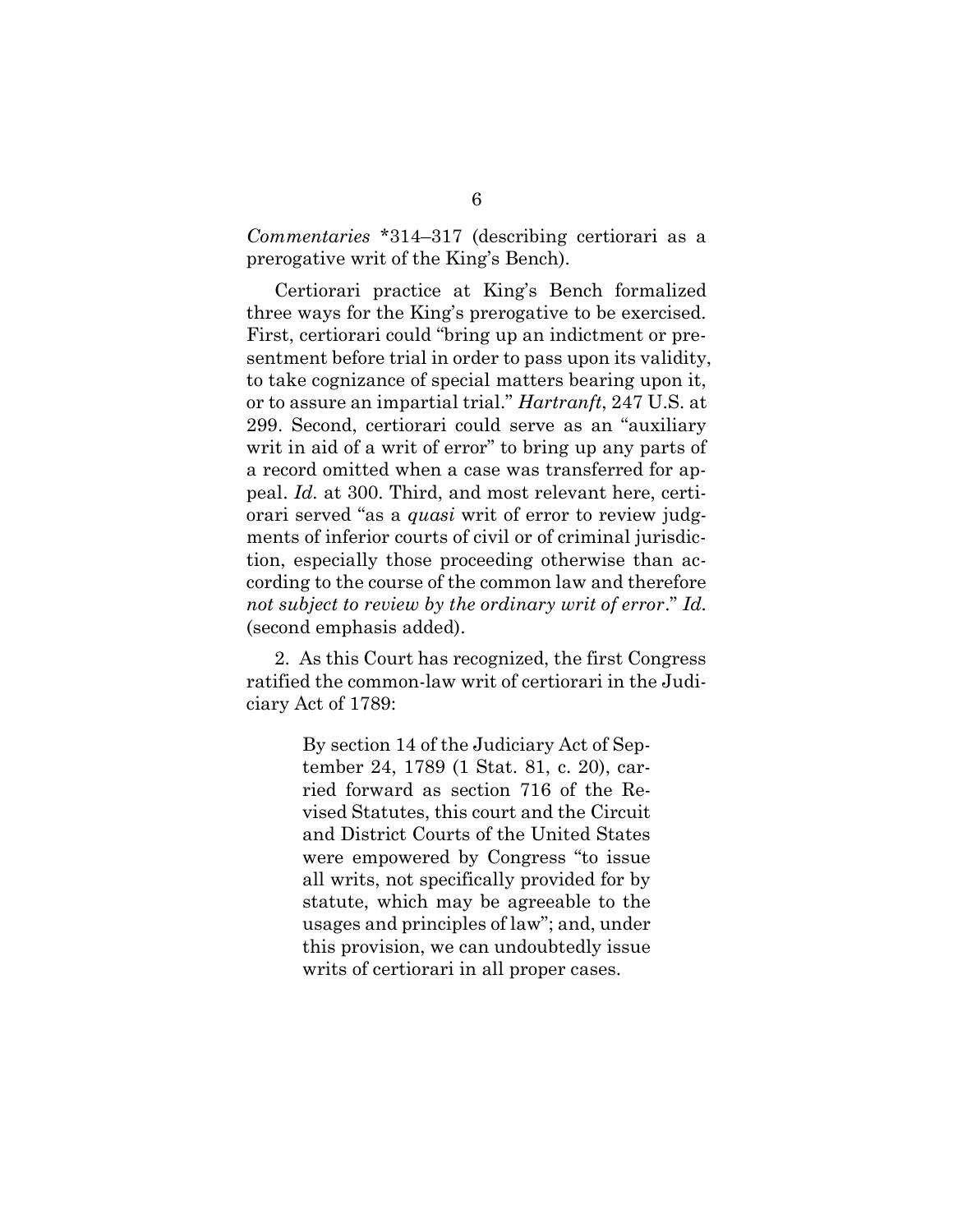*Commentaries* *314–317 (describing certiorari as a prerogative writ of the King's Bench).

Certiorari practice at King's Bench formalized three ways for the King's prerogative to be exercised. First, certiorari could "bring up an indictment or presentment before trial in order to pass upon its validity, to take cognizance of special matters bearing upon it, or to assure an impartial trial." *Hartranft*, 247 U.S. at 299. Second, certiorari could serve as an "auxiliary writ in aid of a writ of error" to bring up any parts of a record omitted when a case was transferred for appeal. *Id.* at 300. Third, and most relevant here, certiorari served "as a *quasi* writ of error to review judgments of inferior courts of civil or of criminal jurisdiction, especially those proceeding otherwise than according to the course of the common law and therefore *not subject to review by the ordinary writ of error*." *Id.* (second emphasis added).

2. As this Court has recognized, the first Congress ratified the common-law writ of certiorari in the Judiciary Act of 1789:

> By section 14 of the Judiciary Act of September 24, 1789 (1 Stat. 81, c. 20), carried forward as section 716 of the Revised Statutes, this court and the Circuit and District Courts of the United States were empowered by Congress "to issue all writs, not specifically provided for by statute, which may be agreeable to the usages and principles of law"; and, under this provision, we can undoubtedly issue writs of certiorari in all proper cases.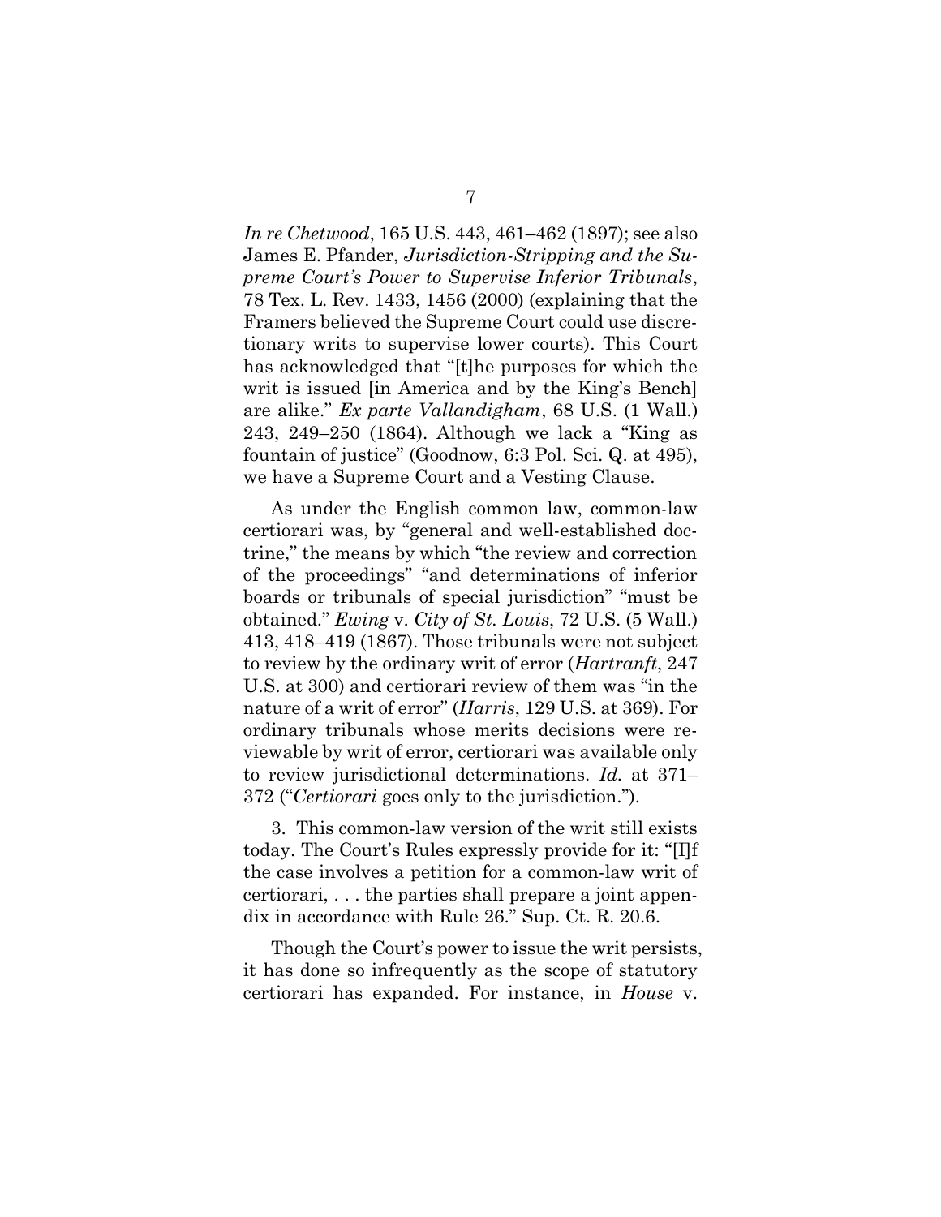*In re Chetwood*, 165 U.S. 443, 461–462 (1897); see also James E. Pfander, *Jurisdiction-Stripping and the Supreme Court's Power to Supervise Inferior Tribunals*, 78 Tex. L. Rev. 1433, 1456 (2000) (explaining that the Framers believed the Supreme Court could use discretionary writs to supervise lower courts). This Court has acknowledged that "[t]he purposes for which the writ is issued [in America and by the King's Bench] are alike." *Ex parte Vallandigham*, 68 U.S. (1 Wall.) 243, 249–250 (1864). Although we lack a "King as fountain of justice" (Goodnow, 6:3 Pol. Sci. Q. at 495), we have a Supreme Court and a Vesting Clause.

As under the English common law, common-law certiorari was, by "general and well-established doctrine," the means by which "the review and correction of the proceedings" "and determinations of inferior boards or tribunals of special jurisdiction" "must be obtained." *Ewing* v. *City of St. Louis*, 72 U.S. (5 Wall.) 413, 418–419 (1867). Those tribunals were not subject to review by the ordinary writ of error (*Hartranft*, 247 U.S. at 300) and certiorari review of them was "in the nature of a writ of error" (*Harris*, 129 U.S. at 369). For ordinary tribunals whose merits decisions were reviewable by writ of error, certiorari was available only to review jurisdictional determinations. *Id.* at 371–372 ("*Certiorari* goes only to the jurisdiction.").

3. This common-law version of the writ still exists today. The Court's Rules expressly provide for it: "[I]f the case involves a petition for a common-law writ of certiorari, . . . the parties shall prepare a joint appendix in accordance with Rule 26." Sup. Ct. R. 20.6.

Though the Court's power to issue the writ persists, it has done so infrequently as the scope of statutory certiorari has expanded. For instance, in *House* v.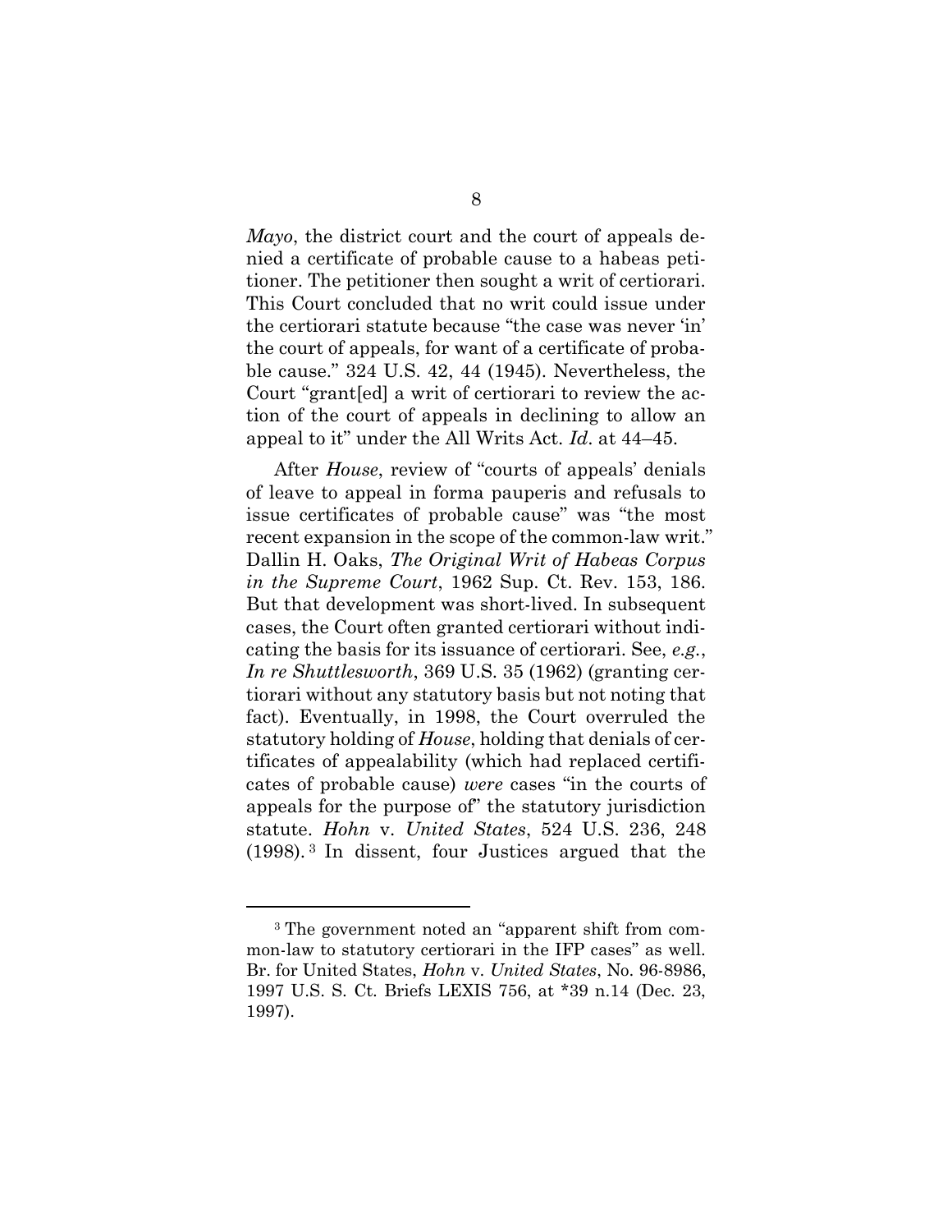*Mayo*, the district court and the court of appeals denied a certificate of probable cause to a habeas petitioner. The petitioner then sought a writ of certiorari. This Court concluded that no writ could issue under the certiorari statute because "the case was never 'in' the court of appeals, for want of a certificate of probable cause." 324 U.S. 42, 44 (1945). Nevertheless, the Court "grant[ed] a writ of certiorari to review the action of the court of appeals in declining to allow an appeal to it" under the All Writs Act. *Id*. at 44–45.

After *House*, review of "courts of appeals' denials of leave to appeal in forma pauperis and refusals to issue certificates of probable cause" was "the most recent expansion in the scope of the common-law writ." Dallin H. Oaks, *The Original Writ of Habeas Corpus in the Supreme Court*, 1962 Sup. Ct. Rev. 153, 186. But that development was short-lived. In subsequent cases, the Court often granted certiorari without indicating the basis for its issuance of certiorari. See, *e.g.*, *In re Shuttlesworth*, 369 U.S. 35 (1962) (granting certiorari without any statutory basis but not noting that fact). Eventually, in 1998, the Court overruled the statutory holding of *House*, holding that denials of certificates of appealability (which had replaced certificates of probable cause) *were* cases "in the courts of appeals for the purpose of" the statutory jurisdiction statute. *Hohn* v. *United States*, 524 U.S. 236, 248 (1998).[3] In dissent, four Justices argued that the

---

[3] The government noted an "apparent shift from common-law to statutory certiorari in the IFP cases" as well. Br. for United States, *Hohn* v. *United States*, No. 96-8986, 1997 U.S. S. Ct. Briefs LEXIS 756, at *39 n.14 (Dec. 23, 1997).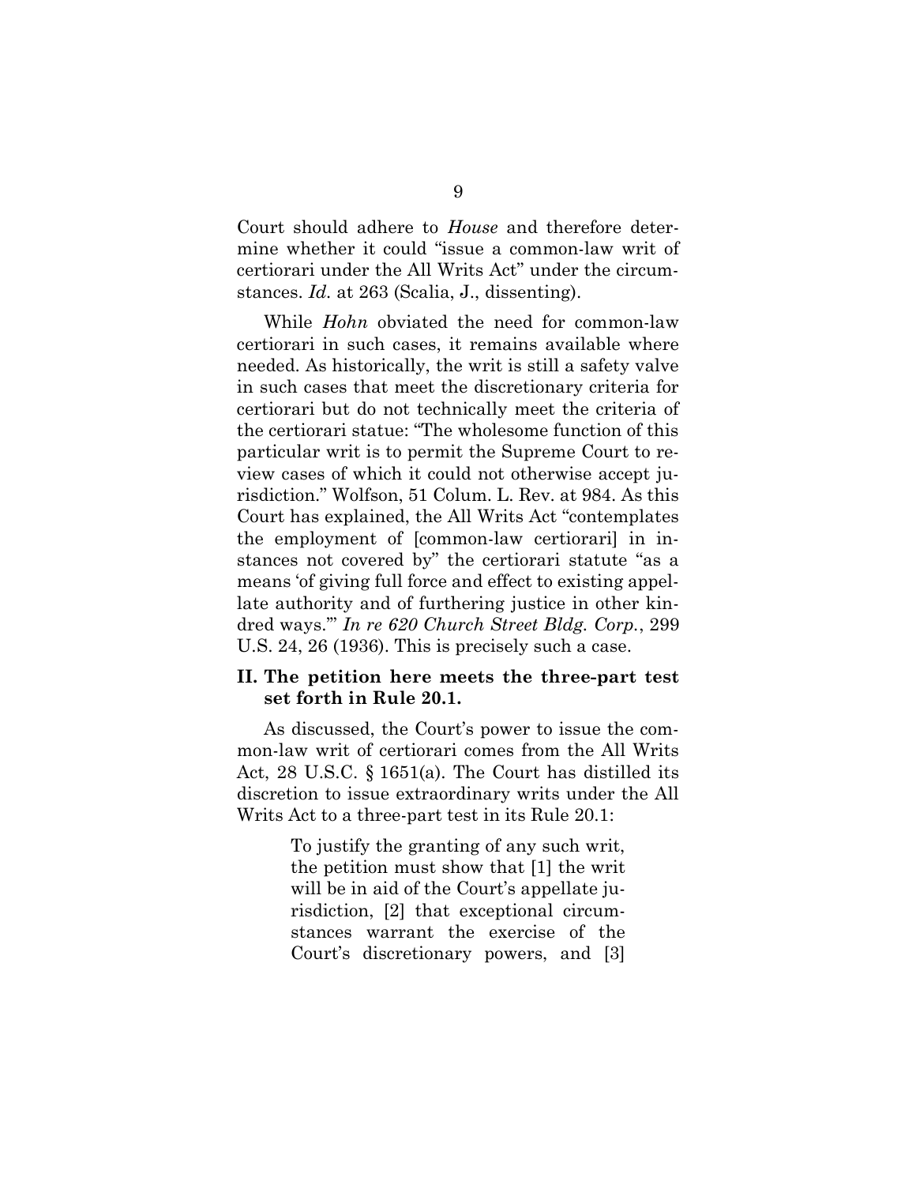Court should adhere to *House* and therefore determine whether it could "issue a common-law writ of certiorari under the All Writs Act" under the circumstances. *Id.* at 263 (Scalia, J., dissenting).

While *Hohn* obviated the need for common-law certiorari in such cases, it remains available where needed. As historically, the writ is still a safety valve in such cases that meet the discretionary criteria for certiorari but do not technically meet the criteria of the certiorari statue: "The wholesome function of this particular writ is to permit the Supreme Court to review cases of which it could not otherwise accept jurisdiction." Wolfson, 51 Colum. L. Rev. at 984. As this Court has explained, the All Writs Act "contemplates the employment of [common-law certiorari] in instances not covered by" the certiorari statute "as a means 'of giving full force and effect to existing appellate authority and of furthering justice in other kindred ways.'" *In re 620 Church Street Bldg. Corp.*, 299 U.S. 24, 26 (1936). This is precisely such a case.

## II. The petition here meets the three-part test set forth in Rule 20.1.

As discussed, the Court's power to issue the common-law writ of certiorari comes from the All Writs Act, 28 U.S.C. § 1651(a). The Court has distilled its discretion to issue extraordinary writs under the All Writs Act to a three-part test in its Rule 20.1:

> To justify the granting of any such writ, the petition must show that [1] the writ will be in aid of the Court's appellate jurisdiction, [2] that exceptional circumstances warrant the exercise of the Court's discretionary powers, and [3]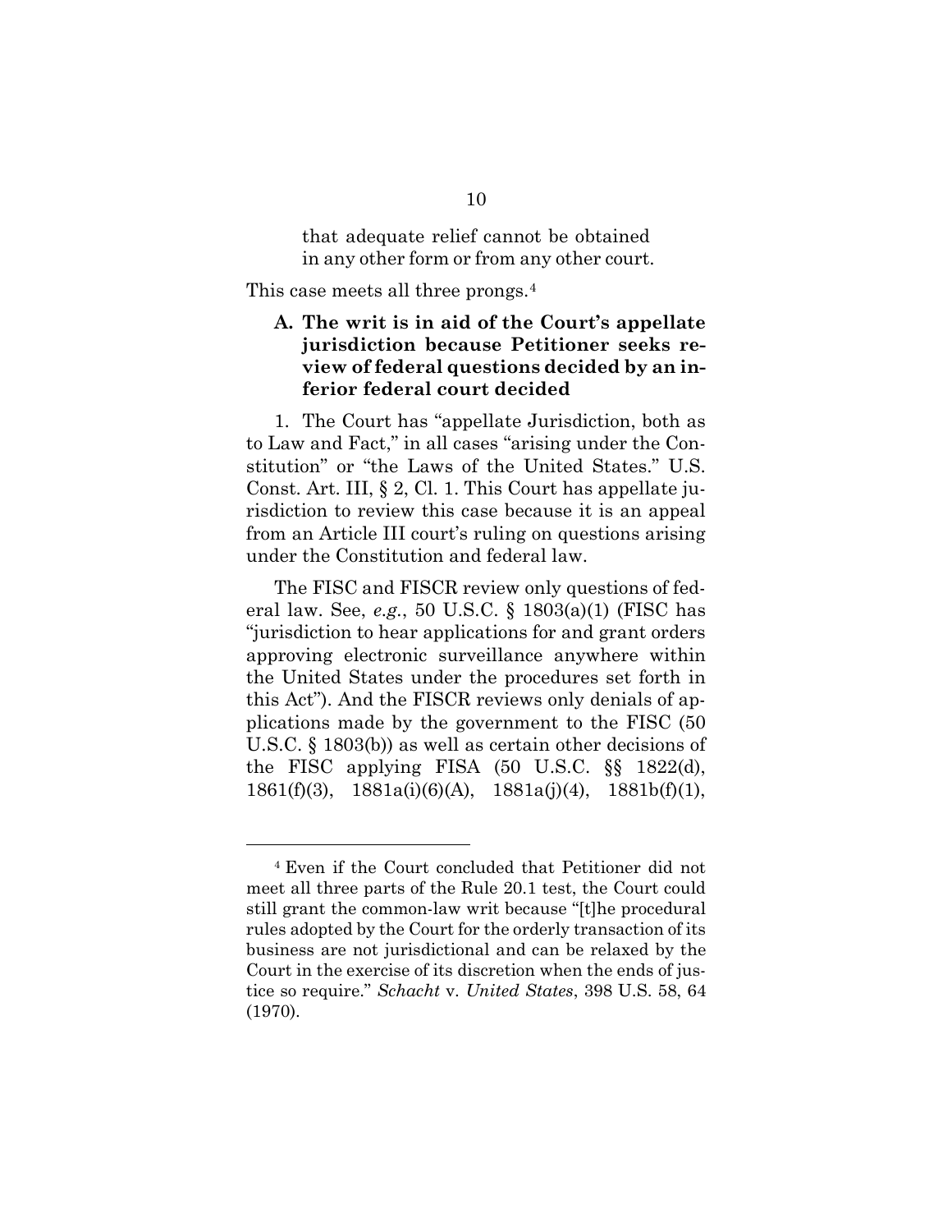that adequate relief cannot be obtained in any other form or from any other court.

This case meets all three prongs.[4]

### A. The writ is in aid of the Court's appellate jurisdiction because Petitioner seeks review of federal questions decided by an inferior federal court decided

1. The Court has "appellate Jurisdiction, both as to Law and Fact," in all cases "arising under the Constitution" or "the Laws of the United States." U.S. Const. Art. III, § 2, Cl. 1. This Court has appellate jurisdiction to review this case because it is an appeal from an Article III court's ruling on questions arising under the Constitution and federal law.

The FISC and FISCR review only questions of federal law. See, *e.g.*, 50 U.S.C. § 1803(a)(1) (FISC has "jurisdiction to hear applications for and grant orders approving electronic surveillance anywhere within the United States under the procedures set forth in this Act"). And the FISCR reviews only denials of applications made by the government to the FISC (50 U.S.C. § 1803(b)) as well as certain other decisions of the FISC applying FISA (50 U.S.C. §§ 1822(d), 1861(f)(3), 1881a(i)(6)(A), 1881a(j)(4), 1881b(f)(1),

---

[4] Even if the Court concluded that Petitioner did not meet all three parts of the Rule 20.1 test, the Court could still grant the common-law writ because "[t]he procedural rules adopted by the Court for the orderly transaction of its business are not jurisdictional and can be relaxed by the Court in the exercise of its discretion when the ends of justice so require." *Schacht* v. *United States*, 398 U.S. 58, 64 (1970).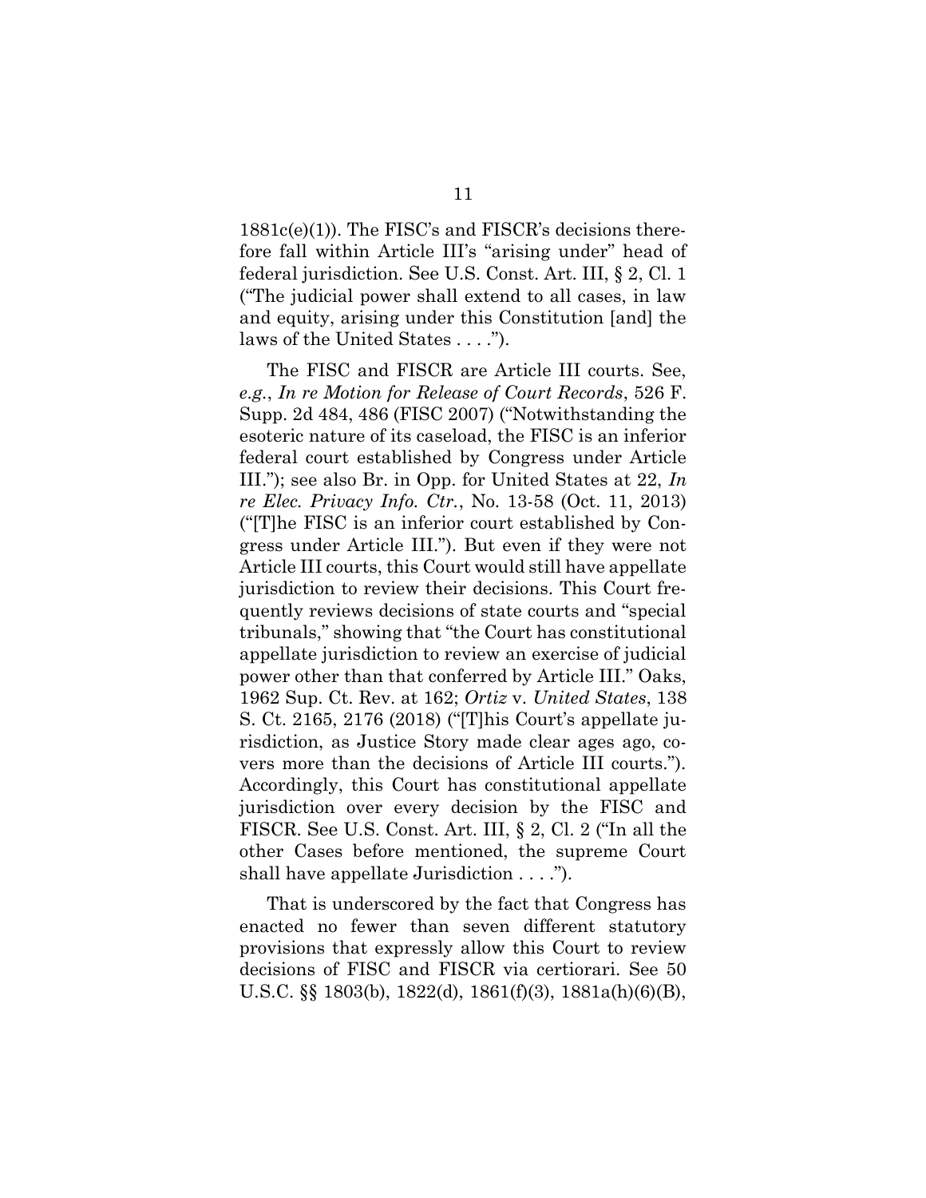1881c(e)(1)). The FISC's and FISCR's decisions therefore fall within Article III's "arising under" head of federal jurisdiction. See U.S. Const. Art. III, § 2, Cl. 1 ("The judicial power shall extend to all cases, in law and equity, arising under this Constitution [and] the laws of the United States . . . .").

The FISC and FISCR are Article III courts. See, *e.g.*, *In re Motion for Release of Court Records*, 526 F. Supp. 2d 484, 486 (FISC 2007) ("Notwithstanding the esoteric nature of its caseload, the FISC is an inferior federal court established by Congress under Article III."); see also Br. in Opp. for United States at 22, *In re Elec. Privacy Info. Ctr.*, No. 13-58 (Oct. 11, 2013) ("[T]he FISC is an inferior court established by Congress under Article III."). But even if they were not Article III courts, this Court would still have appellate jurisdiction to review their decisions. This Court frequently reviews decisions of state courts and "special tribunals," showing that "the Court has constitutional appellate jurisdiction to review an exercise of judicial power other than that conferred by Article III." Oaks, 1962 Sup. Ct. Rev. at 162; *Ortiz* v. *United States*, 138 S. Ct. 2165, 2176 (2018) ("[T]his Court's appellate jurisdiction, as Justice Story made clear ages ago, covers more than the decisions of Article III courts."). Accordingly, this Court has constitutional appellate jurisdiction over every decision by the FISC and FISCR. See U.S. Const. Art. III, § 2, Cl. 2 ("In all the other Cases before mentioned, the supreme Court shall have appellate Jurisdiction . . . .").

That is underscored by the fact that Congress has enacted no fewer than seven different statutory provisions that expressly allow this Court to review decisions of FISC and FISCR via certiorari. See 50 U.S.C. §§ 1803(b), 1822(d), 1861(f)(3), 1881a(h)(6)(B),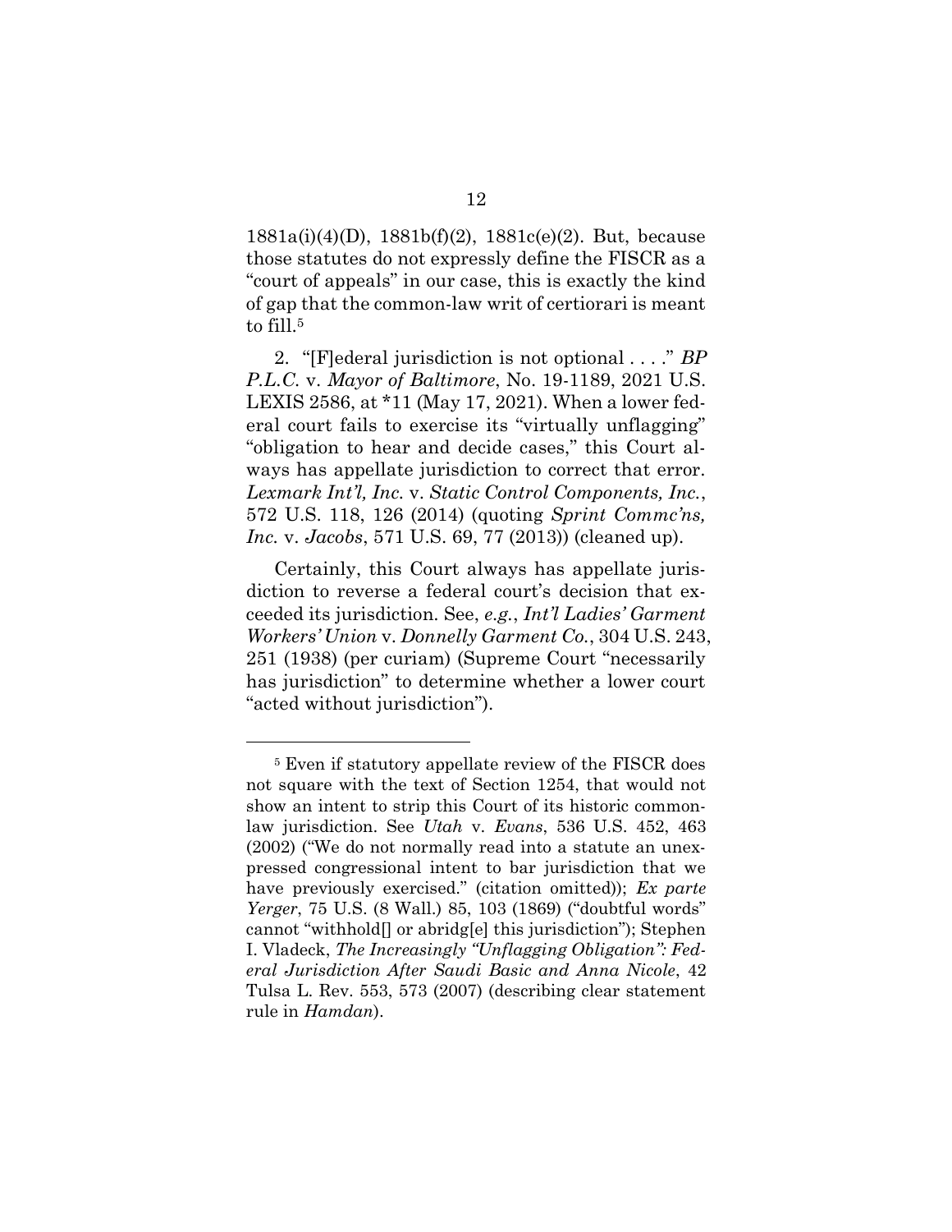1881a(i)(4)(D), 1881b(f)(2), 1881c(e)(2). But, because those statutes do not expressly define the FISCR as a "court of appeals" in our case, this is exactly the kind of gap that the common-law writ of certiorari is meant to fill.[5]

2. "[F]ederal jurisdiction is not optional . . . ." *BP P.L.C.* v. *Mayor of Baltimore*, No. 19-1189, 2021 U.S. LEXIS 2586, at *11 (May 17, 2021). When a lower federal court fails to exercise its "virtually unflagging" "obligation to hear and decide cases," this Court always has appellate jurisdiction to correct that error. *Lexmark Int'l, Inc.* v. *Static Control Components, Inc.*, 572 U.S. 118, 126 (2014) (quoting *Sprint Commc'ns, Inc.* v. *Jacobs*, 571 U.S. 69, 77 (2013)) (cleaned up).

Certainly, this Court always has appellate jurisdiction to reverse a federal court's decision that exceeded its jurisdiction. See, *e.g.*, *Int'l Ladies' Garment Workers' Union* v. *Donnelly Garment Co.*, 304 U.S. 243, 251 (1938) (per curiam) (Supreme Court "necessarily has jurisdiction" to determine whether a lower court "acted without jurisdiction").

---

[5] Even if statutory appellate review of the FISCR does not square with the text of Section 1254, that would not show an intent to strip this Court of its historic common-law jurisdiction. See *Utah* v. *Evans*, 536 U.S. 452, 463 (2002) ("We do not normally read into a statute an unexpressed congressional intent to bar jurisdiction that we have previously exercised." (citation omitted)); *Ex parte Yerger*, 75 U.S. (8 Wall.) 85, 103 (1869) ("doubtful words" cannot "withhold[] or abridg[e] this jurisdiction"); Stephen I. Vladeck, *The Increasingly "Unflagging Obligation": Federal Jurisdiction After Saudi Basic and Anna Nicole*, 42 Tulsa L. Rev. 553, 573 (2007) (describing clear statement rule in *Hamdan*).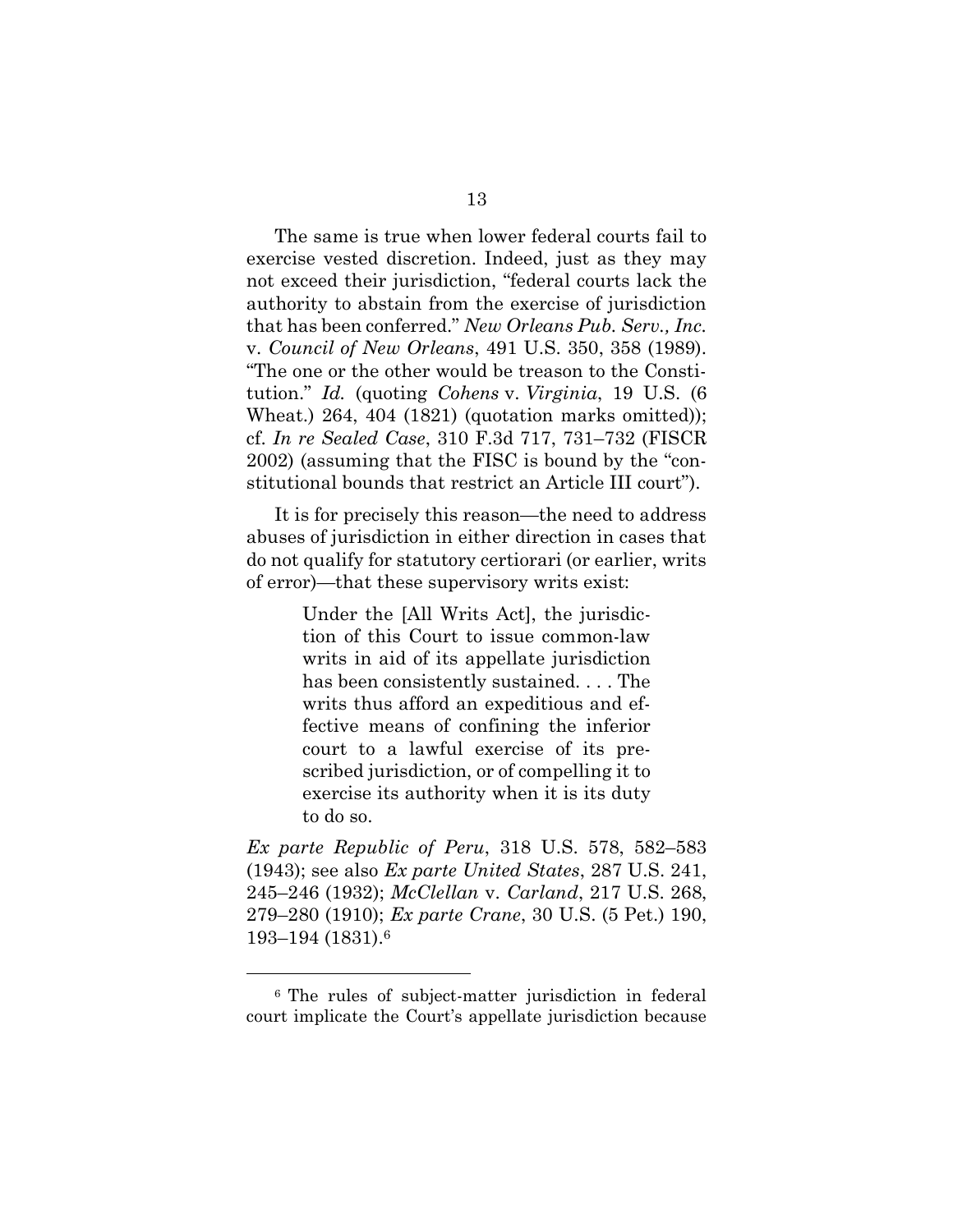The same is true when lower federal courts fail to exercise vested discretion. Indeed, just as they may not exceed their jurisdiction, "federal courts lack the authority to abstain from the exercise of jurisdiction that has been conferred." *New Orleans Pub. Serv., Inc.* v. *Council of New Orleans*, 491 U.S. 350, 358 (1989). "The one or the other would be treason to the Constitution." *Id.* (quoting *Cohens* v. *Virginia*, 19 U.S. (6 Wheat.) 264, 404 (1821) (quotation marks omitted)); cf. *In re Sealed Case*, 310 F.3d 717, 731–732 (FISCR 2002) (assuming that the FISC is bound by the "constitutional bounds that restrict an Article III court").

It is for precisely this reason—the need to address abuses of jurisdiction in either direction in cases that do not qualify for statutory certiorari (or earlier, writs of error)—that these supervisory writs exist:

> Under the [All Writs Act], the jurisdiction of this Court to issue common-law writs in aid of its appellate jurisdiction has been consistently sustained. . . . The writs thus afford an expeditious and effective means of confining the inferior court to a lawful exercise of its prescribed jurisdiction, or of compelling it to exercise its authority when it is its duty to do so.

*Ex parte Republic of Peru*, 318 U.S. 578, 582–583 (1943); see also *Ex parte United States*, 287 U.S. 241, 245–246 (1932); *McClellan* v. *Carland*, 217 U.S. 268, 279–280 (1910); *Ex parte Crane*, 30 U.S. (5 Pet.) 190, 193–194 (1831).[6]

---

[6] The rules of subject-matter jurisdiction in federal court implicate the Court's appellate jurisdiction because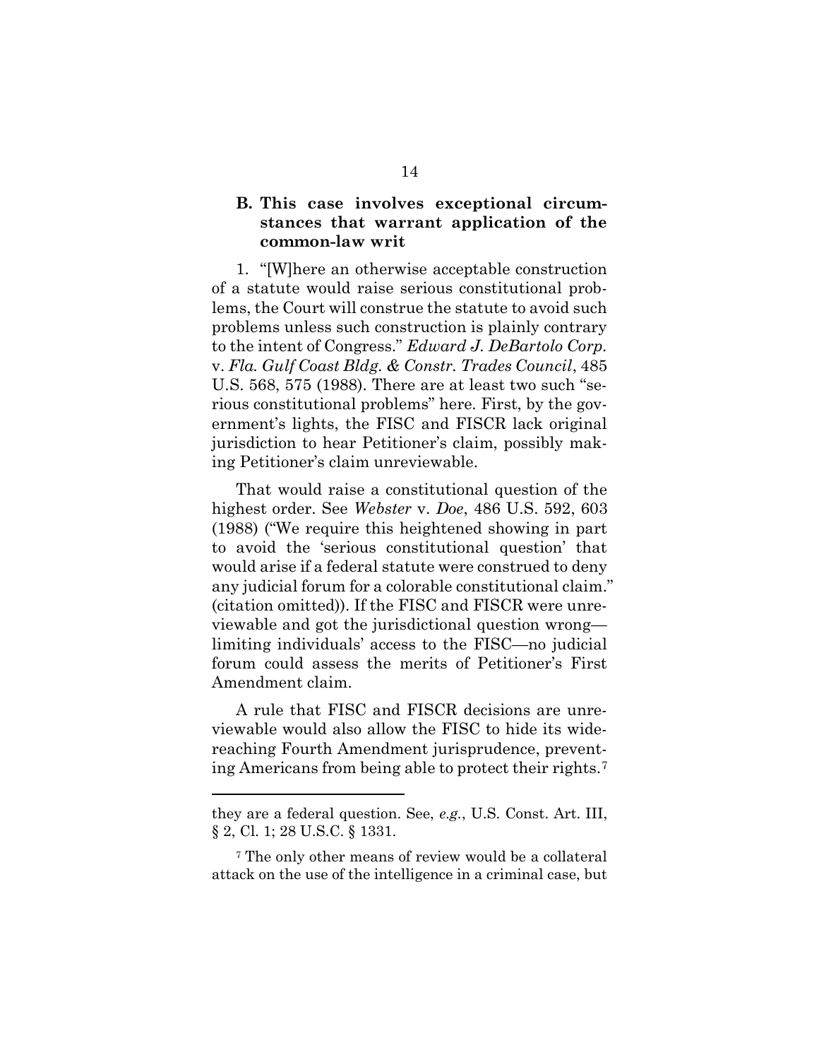### B. This case involves exceptional circumstances that warrant application of the common-law writ

1. "[W]here an otherwise acceptable construction of a statute would raise serious constitutional problems, the Court will construe the statute to avoid such problems unless such construction is plainly contrary to the intent of Congress." *Edward J. DeBartolo Corp.* v. *Fla. Gulf Coast Bldg. & Constr. Trades Council*, 485 U.S. 568, 575 (1988). There are at least two such "serious constitutional problems" here. First, by the government's lights, the FISC and FISCR lack original jurisdiction to hear Petitioner's claim, possibly making Petitioner's claim unreviewable.

That would raise a constitutional question of the highest order. See *Webster* v. *Doe*, 486 U.S. 592, 603 (1988) ("We require this heightened showing in part to avoid the 'serious constitutional question' that would arise if a federal statute were construed to deny any judicial forum for a colorable constitutional claim." (citation omitted)). If the FISC and FISCR were unreviewable and got the jurisdictional question wrong—limiting individuals' access to the FISC—no judicial forum could assess the merits of Petitioner's First Amendment claim.

A rule that FISC and FISCR decisions are unreviewable would also allow the FISC to hide its wide-reaching Fourth Amendment jurisprudence, preventing Americans from being able to protect their rights.[7]

---

they are a federal question. See, *e.g.*, U.S. Const. Art. III, § 2, Cl. 1; 28 U.S.C. § 1331.

[7] The only other means of review would be a collateral attack on the use of the intelligence in a criminal case, but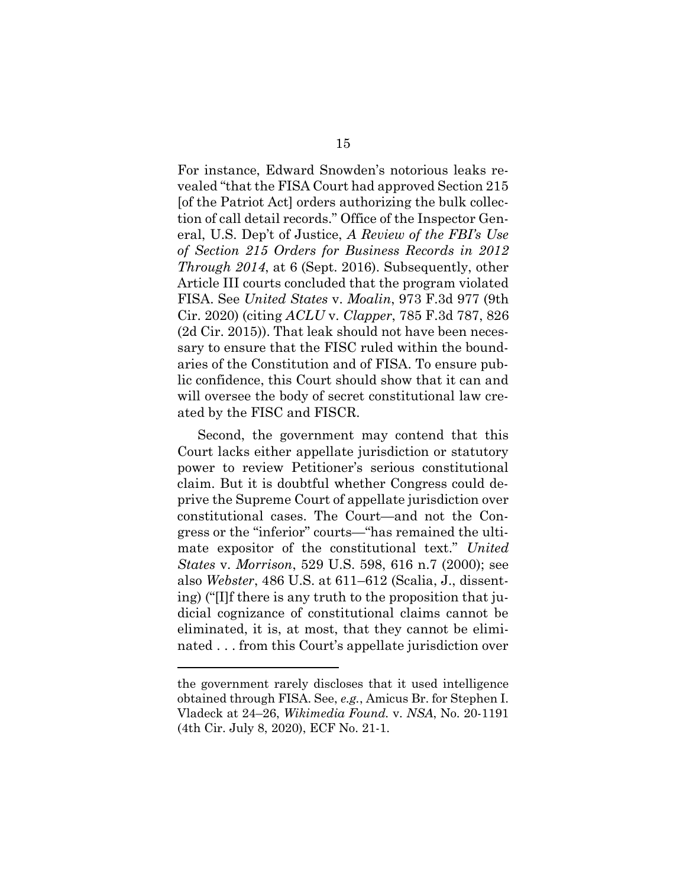For instance, Edward Snowden's notorious leaks revealed "that the FISA Court had approved Section 215 [of the Patriot Act] orders authorizing the bulk collection of call detail records." Office of the Inspector General, U.S. Dep't of Justice, *A Review of the FBI's Use of Section 215 Orders for Business Records in 2012 Through 2014*, at 6 (Sept. 2016). Subsequently, other Article III courts concluded that the program violated FISA. See *United States* v. *Moalin*, 973 F.3d 977 (9th Cir. 2020) (citing *ACLU* v. *Clapper*, 785 F.3d 787, 826 (2d Cir. 2015)). That leak should not have been necessary to ensure that the FISC ruled within the boundaries of the Constitution and of FISA. To ensure public confidence, this Court should show that it can and will oversee the body of secret constitutional law created by the FISC and FISCR.

Second, the government may contend that this Court lacks either appellate jurisdiction or statutory power to review Petitioner's serious constitutional claim. But it is doubtful whether Congress could deprive the Supreme Court of appellate jurisdiction over constitutional cases. The Court—and not the Congress or the "inferior" courts—"has remained the ultimate expositor of the constitutional text." *United States* v. *Morrison*, 529 U.S. 598, 616 n.7 (2000); see also *Webster*, 486 U.S. at 611–612 (Scalia, J., dissenting) ("[I]f there is any truth to the proposition that judicial cognizance of constitutional claims cannot be eliminated, it is, at most, that they cannot be eliminated . . . from this Court's appellate jurisdiction over

---

the government rarely discloses that it used intelligence obtained through FISA. See, *e.g.*, Amicus Br. for Stephen I. Vladeck at 24–26, *Wikimedia Found.* v. *NSA*, No. 20-1191 (4th Cir. July 8, 2020), ECF No. 21-1.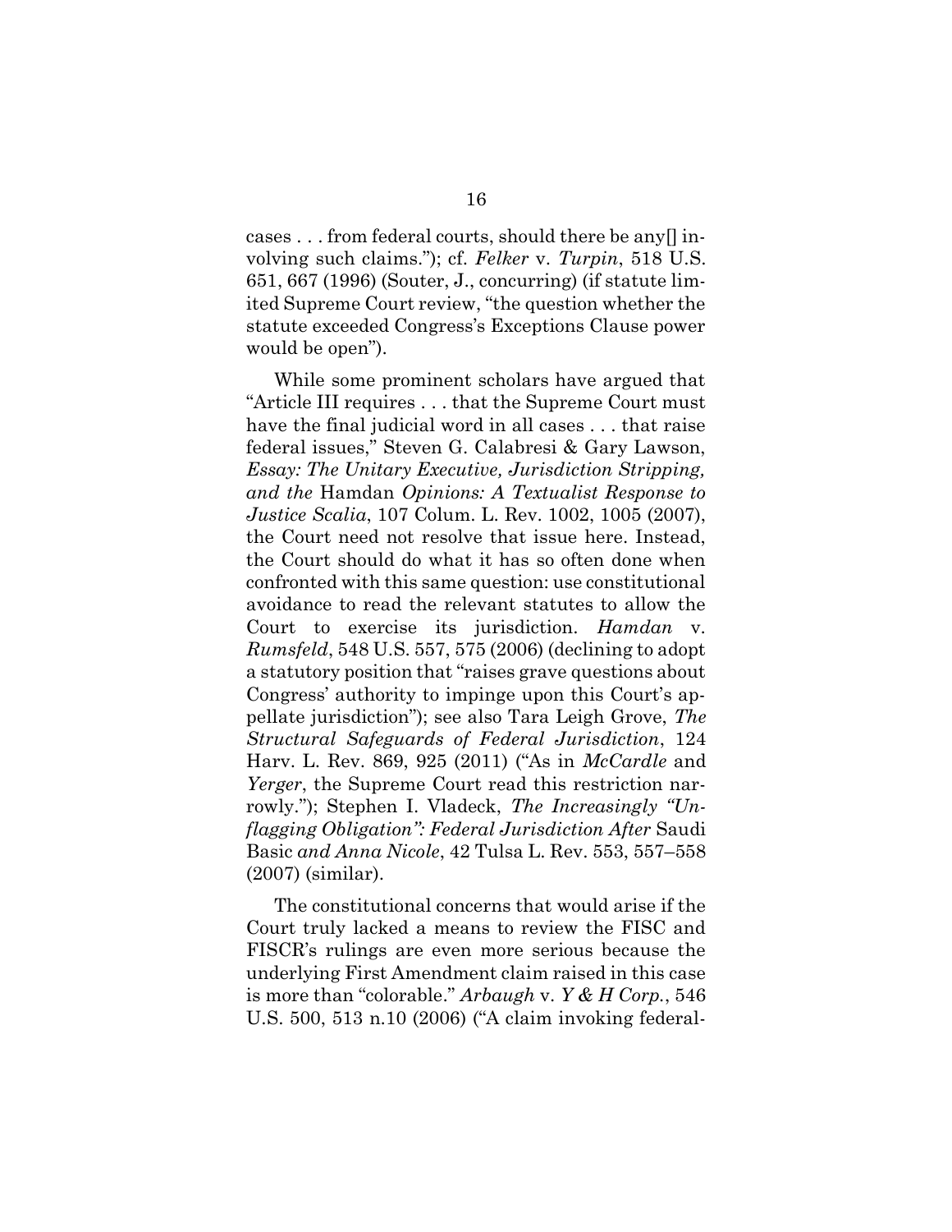cases . . . from federal courts, should there be any[] involving such claims."); cf. *Felker* v. *Turpin*, 518 U.S. 651, 667 (1996) (Souter, J., concurring) (if statute limited Supreme Court review, "the question whether the statute exceeded Congress's Exceptions Clause power would be open").

While some prominent scholars have argued that "Article III requires . . . that the Supreme Court must have the final judicial word in all cases . . . that raise federal issues," Steven G. Calabresi & Gary Lawson, *Essay: The Unitary Executive, Jurisdiction Stripping, and the* Hamdan *Opinions: A Textualist Response to Justice Scalia*, 107 Colum. L. Rev. 1002, 1005 (2007), the Court need not resolve that issue here. Instead, the Court should do what it has so often done when confronted with this same question: use constitutional avoidance to read the relevant statutes to allow the Court to exercise its jurisdiction. *Hamdan* v. *Rumsfeld*, 548 U.S. 557, 575 (2006) (declining to adopt a statutory position that "raises grave questions about Congress' authority to impinge upon this Court's appellate jurisdiction"); see also Tara Leigh Grove, *The Structural Safeguards of Federal Jurisdiction*, 124 Harv. L. Rev. 869, 925 (2011) ("As in *McCardle* and *Yerger*, the Supreme Court read this restriction narrowly."); Stephen I. Vladeck, *The Increasingly "Unflagging Obligation": Federal Jurisdiction After* Saudi Basic *and Anna Nicole*, 42 Tulsa L. Rev. 553, 557–558 (2007) (similar).

The constitutional concerns that would arise if the Court truly lacked a means to review the FISC and FISCR's rulings are even more serious because the underlying First Amendment claim raised in this case is more than "colorable." *Arbaugh* v. *Y & H Corp.*, 546 U.S. 500, 513 n.10 (2006) ("A claim invoking federal-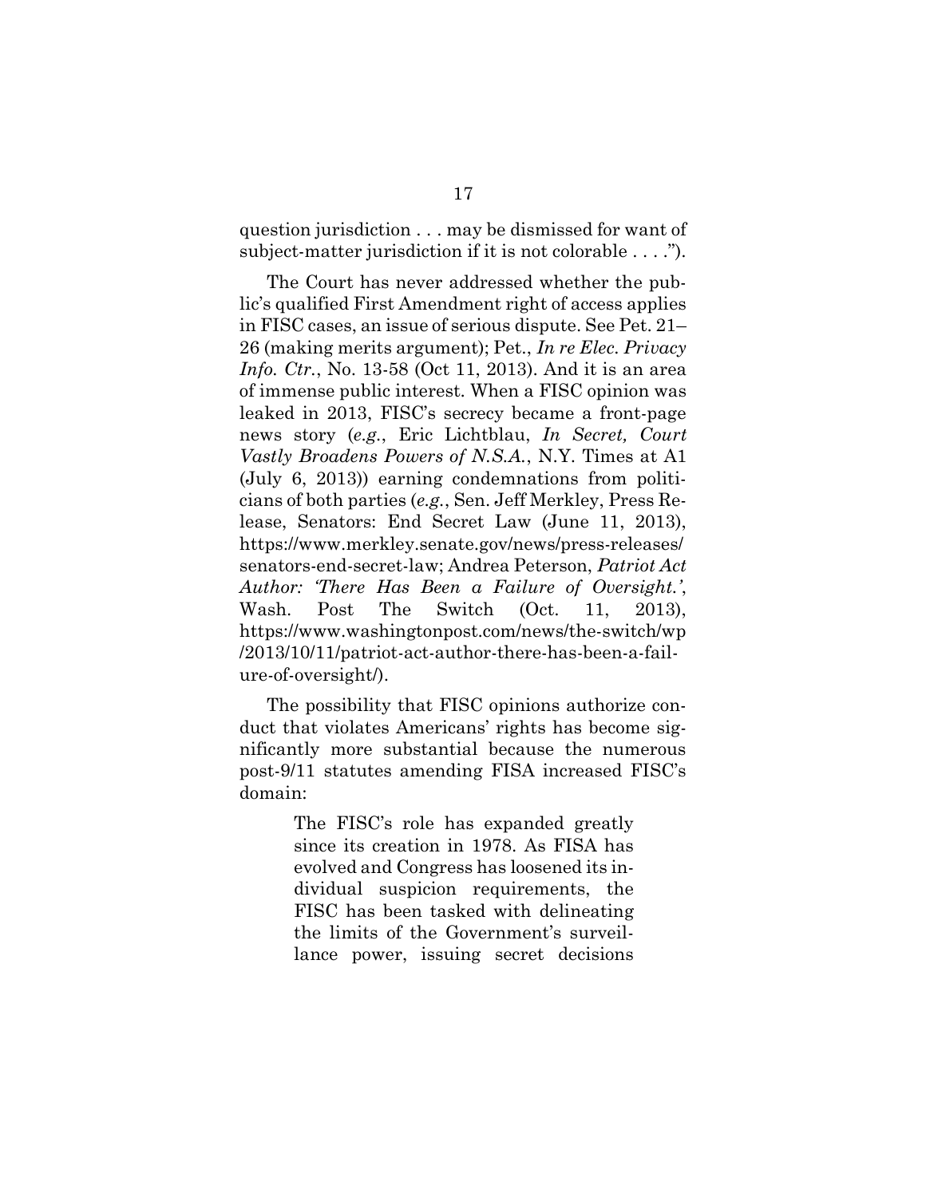question jurisdiction . . . may be dismissed for want of subject-matter jurisdiction if it is not colorable . . . .").

The Court has never addressed whether the public's qualified First Amendment right of access applies in FISC cases, an issue of serious dispute. See Pet. 21–26 (making merits argument); Pet., *In re Elec. Privacy Info. Ctr.*, No. 13-58 (Oct 11, 2013). And it is an area of immense public interest. When a FISC opinion was leaked in 2013, FISC's secrecy became a front-page news story (*e.g.*, Eric Lichtblau, *In Secret, Court Vastly Broadens Powers of N.S.A.*, N.Y. Times at A1 (July 6, 2013)) earning condemnations from politicians of both parties (*e.g.*, Sen. Jeff Merkley, Press Release, Senators: End Secret Law (June 11, 2013), https://www.merkley.senate.gov/news/press-releases/senators-end-secret-law; Andrea Peterson, *Patriot Act Author: 'There Has Been a Failure of Oversight.'*, Wash. Post The Switch (Oct. 11, 2013), https://www.washingtonpost.com/news/the-switch/wp/2013/10/11/patriot-act-author-there-has-been-a-failure-of-oversight/).

The possibility that FISC opinions authorize conduct that violates Americans' rights has become significantly more substantial because the numerous post-9/11 statutes amending FISA increased FISC's domain:

> The FISC's role has expanded greatly since its creation in 1978. As FISA has evolved and Congress has loosened its individual suspicion requirements, the FISC has been tasked with delineating the limits of the Government's surveillance power, issuing secret decisions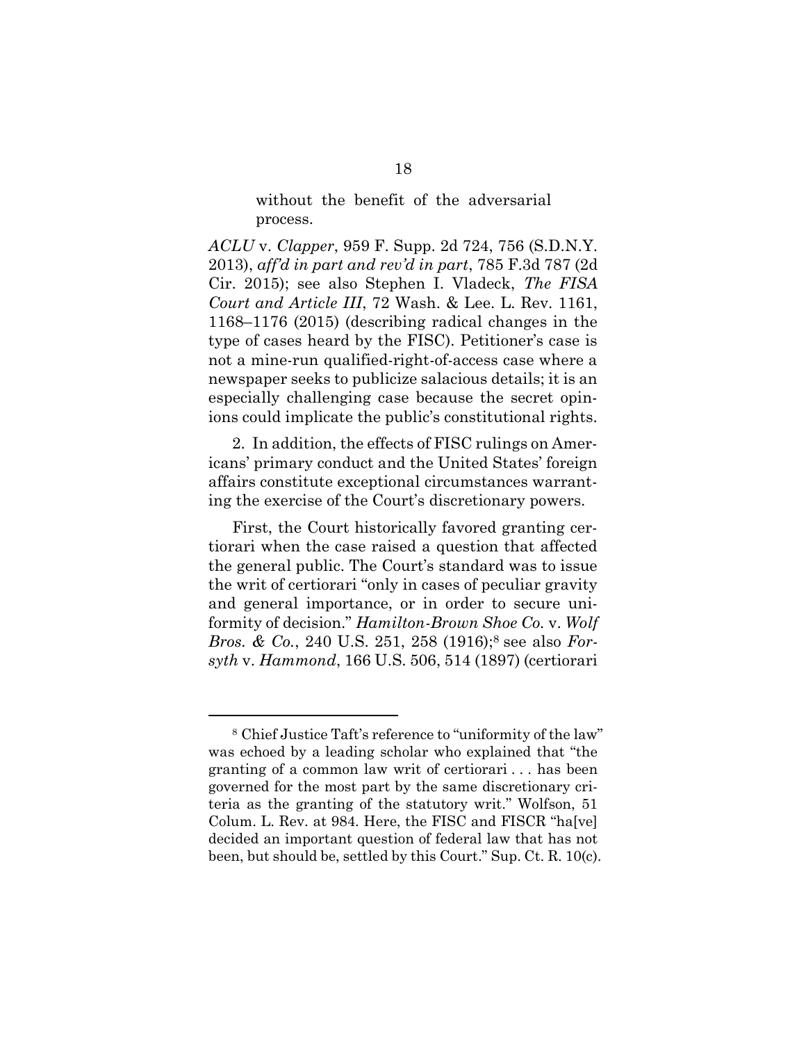> without the benefit of the adversarial process.

*ACLU* v. *Clapper*, 959 F. Supp. 2d 724, 756 (S.D.N.Y. 2013), *aff'd in part and rev'd in part*, 785 F.3d 787 (2d Cir. 2015); see also Stephen I. Vladeck, *The FISA Court and Article III*, 72 Wash. & Lee. L. Rev. 1161, 1168–1176 (2015) (describing radical changes in the type of cases heard by the FISC). Petitioner's case is not a mine-run qualified-right-of-access case where a newspaper seeks to publicize salacious details; it is an especially challenging case because the secret opinions could implicate the public's constitutional rights.

2. In addition, the effects of FISC rulings on Americans' primary conduct and the United States' foreign affairs constitute exceptional circumstances warranting the exercise of the Court's discretionary powers.

First, the Court historically favored granting certiorari when the case raised a question that affected the general public. The Court's standard was to issue the writ of certiorari "only in cases of peculiar gravity and general importance, or in order to secure uniformity of decision." *Hamilton-Brown Shoe Co.* v. *Wolf Bros. & Co.*, 240 U.S. 251, 258 (1916);[8] see also *Forsyth* v. *Hammond*, 166 U.S. 506, 514 (1897) (certiorari

---

[8] Chief Justice Taft's reference to "uniformity of the law" was echoed by a leading scholar who explained that "the granting of a common law writ of certiorari . . . has been governed for the most part by the same discretionary criteria as the granting of the statutory writ." Wolfson, 51 Colum. L. Rev. at 984. Here, the FISC and FISCR "ha[ve] decided an important question of federal law that has not been, but should be, settled by this Court." Sup. Ct. R. 10(c).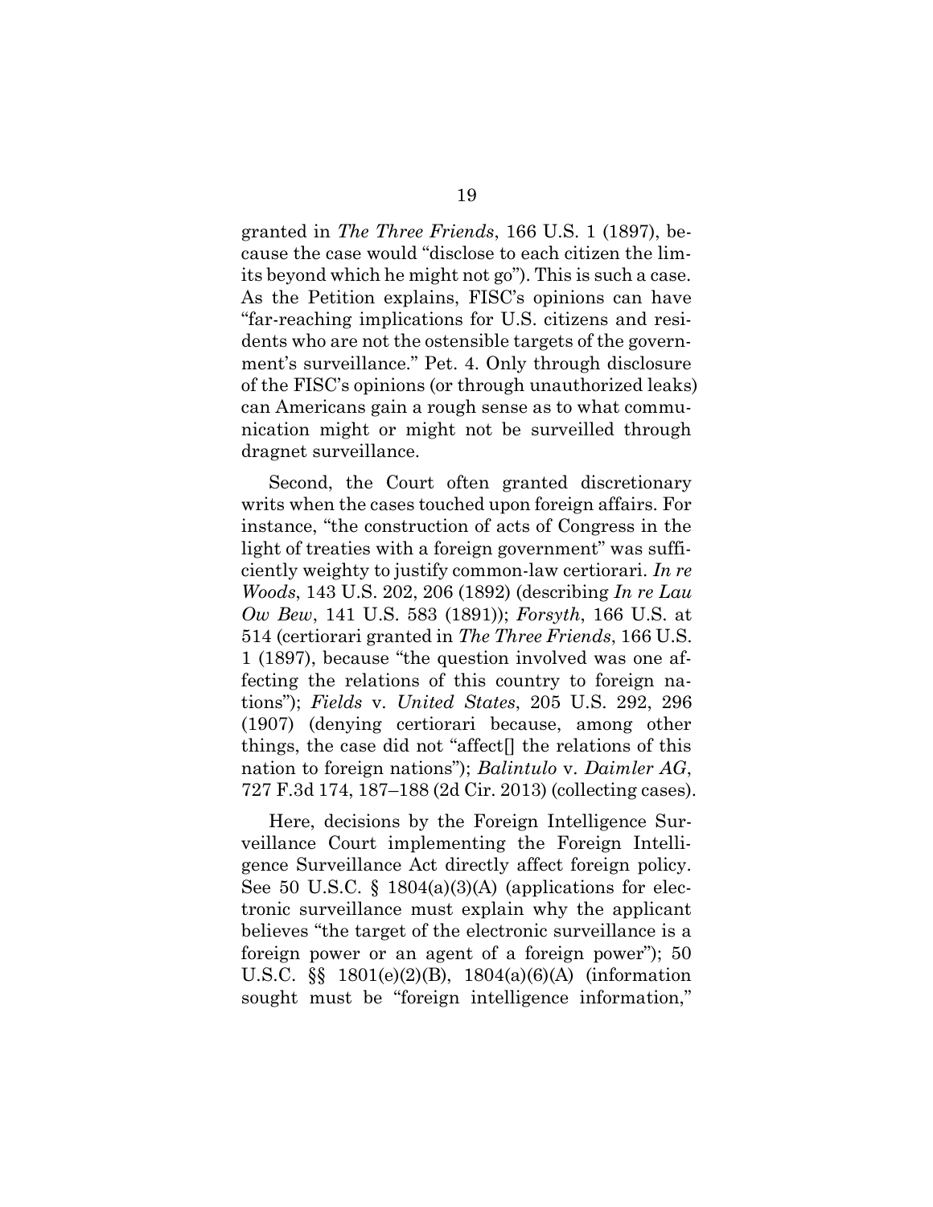granted in *The Three Friends*, 166 U.S. 1 (1897), because the case would "disclose to each citizen the limits beyond which he might not go"). This is such a case. As the Petition explains, FISC's opinions can have "far-reaching implications for U.S. citizens and residents who are not the ostensible targets of the government's surveillance." Pet. 4. Only through disclosure of the FISC's opinions (or through unauthorized leaks) can Americans gain a rough sense as to what communication might or might not be surveilled through dragnet surveillance.

Second, the Court often granted discretionary writs when the cases touched upon foreign affairs. For instance, "the construction of acts of Congress in the light of treaties with a foreign government" was sufficiently weighty to justify common-law certiorari. *In re Woods*, 143 U.S. 202, 206 (1892) (describing *In re Lau Ow Bew*, 141 U.S. 583 (1891)); *Forsyth*, 166 U.S. at 514 (certiorari granted in *The Three Friends*, 166 U.S. 1 (1897), because "the question involved was one affecting the relations of this country to foreign nations"); *Fields* v. *United States*, 205 U.S. 292, 296 (1907) (denying certiorari because, among other things, the case did not "affect[] the relations of this nation to foreign nations"); *Balintulo* v. *Daimler AG*, 727 F.3d 174, 187–188 (2d Cir. 2013) (collecting cases).

Here, decisions by the Foreign Intelligence Surveillance Court implementing the Foreign Intelligence Surveillance Act directly affect foreign policy. See 50 U.S.C. § 1804(a)(3)(A) (applications for electronic surveillance must explain why the applicant believes "the target of the electronic surveillance is a foreign power or an agent of a foreign power"); 50 U.S.C. §§ 1801(e)(2)(B), 1804(a)(6)(A) (information sought must be "foreign intelligence information,"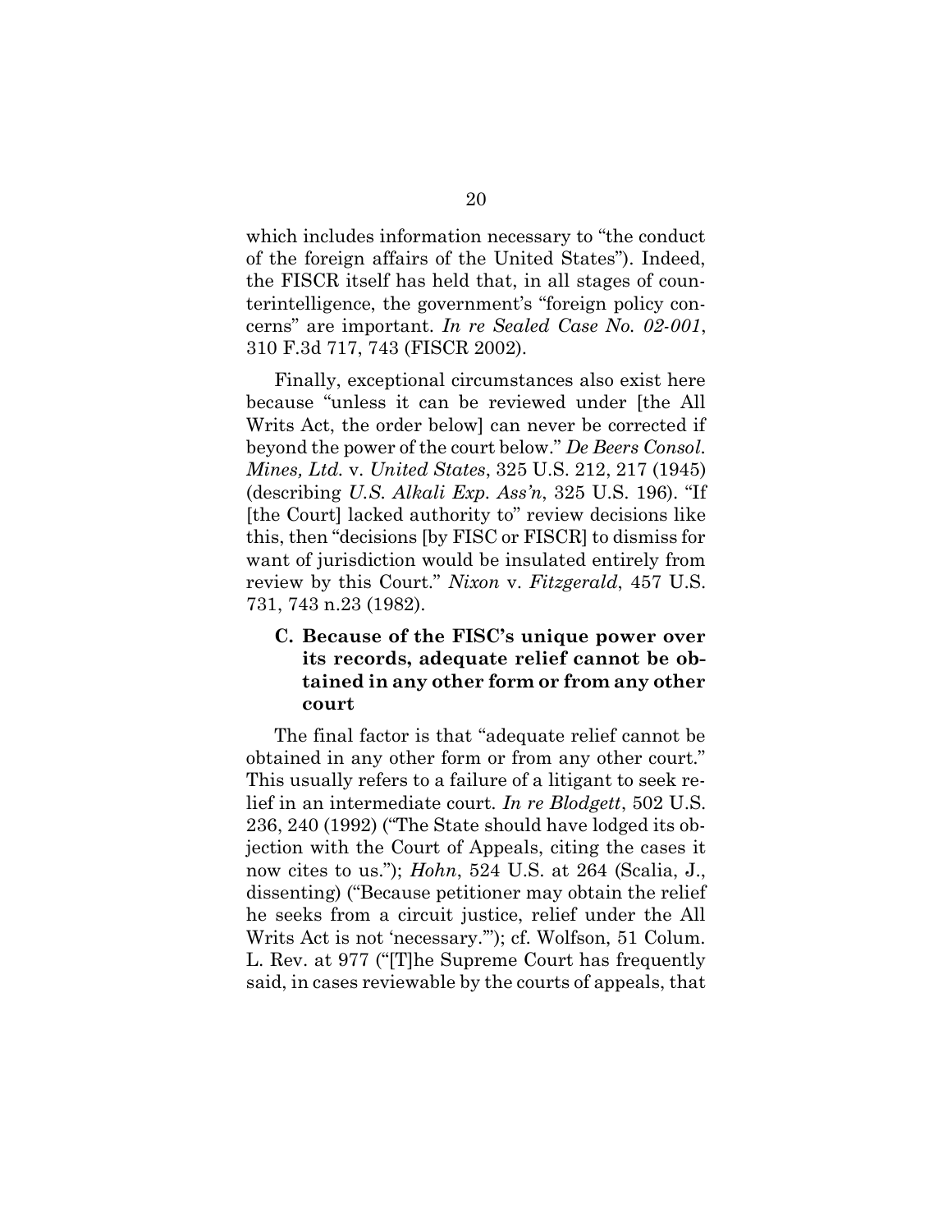which includes information necessary to "the conduct of the foreign affairs of the United States"). Indeed, the FISCR itself has held that, in all stages of counterintelligence, the government's "foreign policy concerns" are important. *In re Sealed Case No. 02-001*, 310 F.3d 717, 743 (FISCR 2002).

Finally, exceptional circumstances also exist here because "unless it can be reviewed under [the All Writs Act, the order below] can never be corrected if beyond the power of the court below." *De Beers Consol. Mines, Ltd.* v. *United States*, 325 U.S. 212, 217 (1945) (describing *U.S. Alkali Exp. Ass'n*, 325 U.S. 196). "If [the Court] lacked authority to" review decisions like this, then "decisions [by FISC or FISCR] to dismiss for want of jurisdiction would be insulated entirely from review by this Court." *Nixon* v. *Fitzgerald*, 457 U.S. 731, 743 n.23 (1982).

### C. Because of the FISC's unique power over its records, adequate relief cannot be obtained in any other form or from any other court

The final factor is that "adequate relief cannot be obtained in any other form or from any other court." This usually refers to a failure of a litigant to seek relief in an intermediate court. *In re Blodgett*, 502 U.S. 236, 240 (1992) ("The State should have lodged its objection with the Court of Appeals, citing the cases it now cites to us."); *Hohn*, 524 U.S. at 264 (Scalia, J., dissenting) ("Because petitioner may obtain the relief he seeks from a circuit justice, relief under the All Writs Act is not 'necessary.'"); cf. Wolfson, 51 Colum. L. Rev. at 977 ("[T]he Supreme Court has frequently said, in cases reviewable by the courts of appeals, that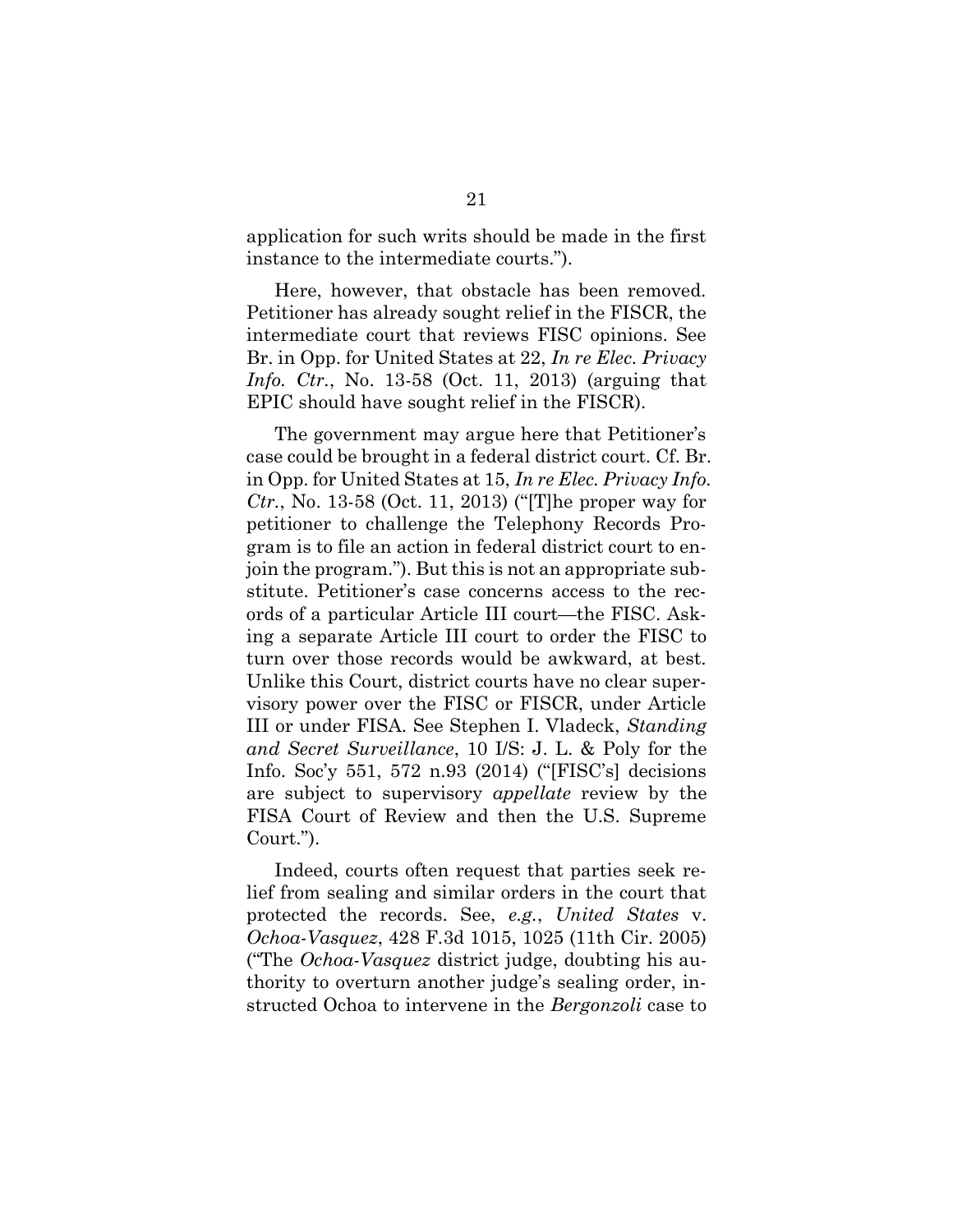application for such writs should be made in the first instance to the intermediate courts.").

Here, however, that obstacle has been removed. Petitioner has already sought relief in the FISCR, the intermediate court that reviews FISC opinions. See Br. in Opp. for United States at 22, *In re Elec. Privacy Info. Ctr.*, No. 13-58 (Oct. 11, 2013) (arguing that EPIC should have sought relief in the FISCR).

The government may argue here that Petitioner's case could be brought in a federal district court. Cf. Br. in Opp. for United States at 15, *In re Elec. Privacy Info. Ctr.*, No. 13-58 (Oct. 11, 2013) ("[T]he proper way for petitioner to challenge the Telephony Records Program is to file an action in federal district court to enjoin the program."). But this is not an appropriate substitute. Petitioner's case concerns access to the records of a particular Article III court—the FISC. Asking a separate Article III court to order the FISC to turn over those records would be awkward, at best. Unlike this Court, district courts have no clear supervisory power over the FISC or FISCR, under Article III or under FISA. See Stephen I. Vladeck, *Standing and Secret Surveillance*, 10 I/S: J. L. & Poly for the Info. Soc'y 551, 572 n.93 (2014) ("[FISC's] decisions are subject to supervisory *appellate* review by the FISA Court of Review and then the U.S. Supreme Court.").

Indeed, courts often request that parties seek relief from sealing and similar orders in the court that protected the records. See, *e.g.*, *United States* v. *Ochoa-Vasquez*, 428 F.3d 1015, 1025 (11th Cir. 2005) ("The *Ochoa-Vasquez* district judge, doubting his authority to overturn another judge's sealing order, instructed Ochoa to intervene in the *Bergonzoli* case to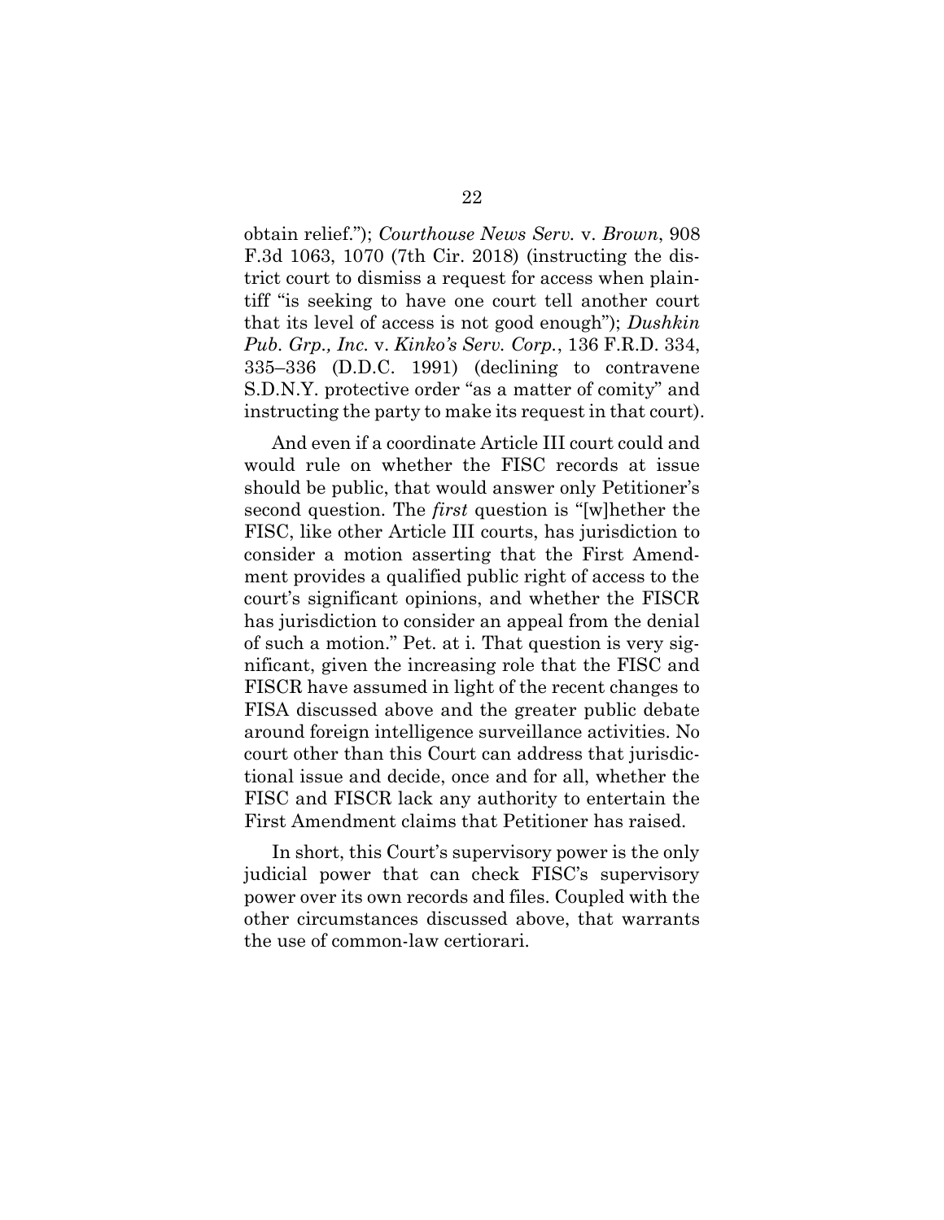obtain relief."); *Courthouse News Serv.* v. *Brown*, 908 F.3d 1063, 1070 (7th Cir. 2018) (instructing the district court to dismiss a request for access when plaintiff "is seeking to have one court tell another court that its level of access is not good enough"); *Dushkin Pub. Grp., Inc.* v. *Kinko's Serv. Corp.*, 136 F.R.D. 334, 335–336 (D.D.C. 1991) (declining to contravene S.D.N.Y. protective order "as a matter of comity" and instructing the party to make its request in that court).

And even if a coordinate Article III court could and would rule on whether the FISC records at issue should be public, that would answer only Petitioner's second question. The *first* question is "[w]hether the FISC, like other Article III courts, has jurisdiction to consider a motion asserting that the First Amendment provides a qualified public right of access to the court's significant opinions, and whether the FISCR has jurisdiction to consider an appeal from the denial of such a motion." Pet. at i. That question is very significant, given the increasing role that the FISC and FISCR have assumed in light of the recent changes to FISA discussed above and the greater public debate around foreign intelligence surveillance activities. No court other than this Court can address that jurisdictional issue and decide, once and for all, whether the FISC and FISCR lack any authority to entertain the First Amendment claims that Petitioner has raised.

In short, this Court's supervisory power is the only judicial power that can check FISC's supervisory power over its own records and files. Coupled with the other circumstances discussed above, that warrants the use of common-law certiorari.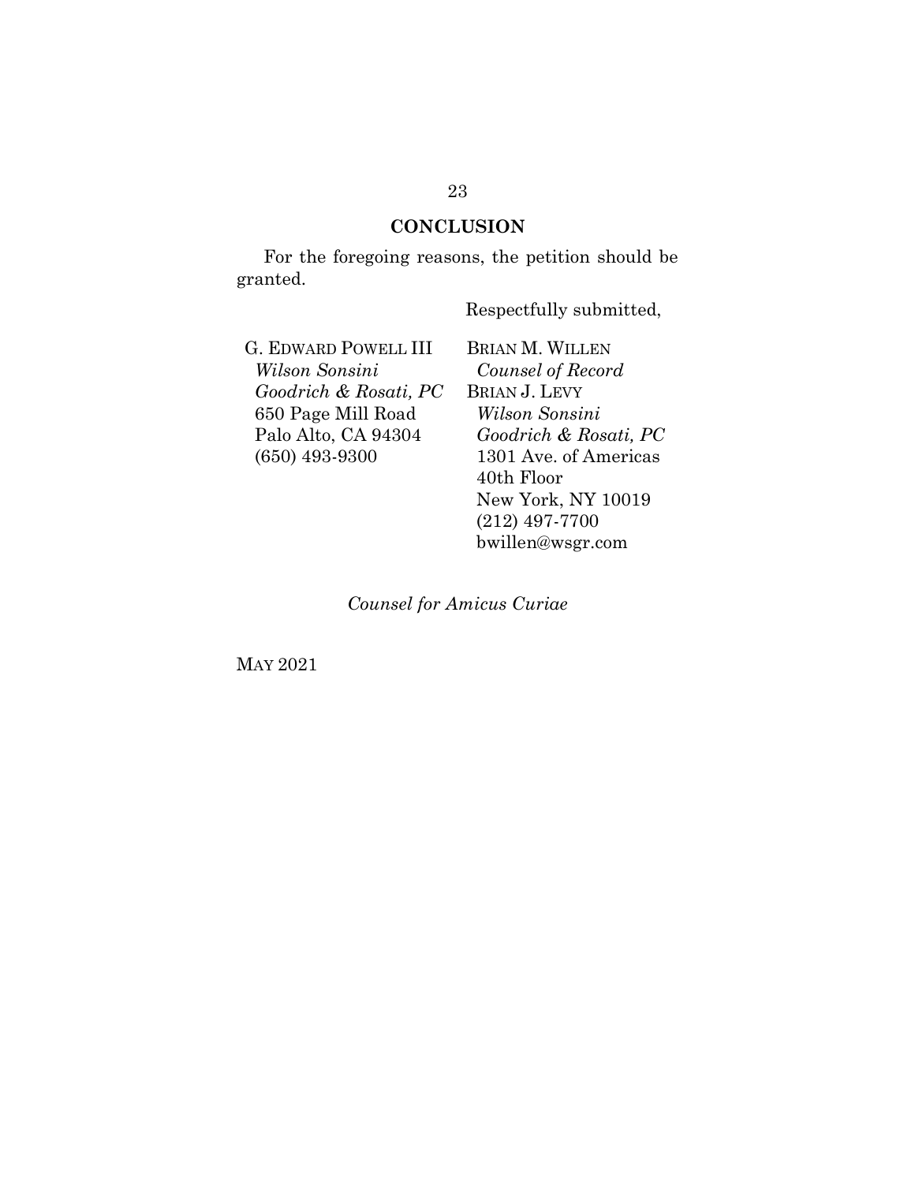## CONCLUSION

For the foregoing reasons, the petition should be granted.

Respectfully submitted,

G. EDWARD POWELL III
*Wilson Sonsini*
*Goodrich & Rosati, PC*
650 Page Mill Road
Palo Alto, CA 94304
(650) 493-9300

BRIAN M. WILLEN
*Counsel of Record*
BRIAN J. LEVY
*Wilson Sonsini*
*Goodrich & Rosati, PC*
1301 Ave. of Americas
40th Floor
New York, NY 10019
(212) 497-7700
bwillen@wsgr.com

*Counsel for Amicus Curiae*

MAY 2021